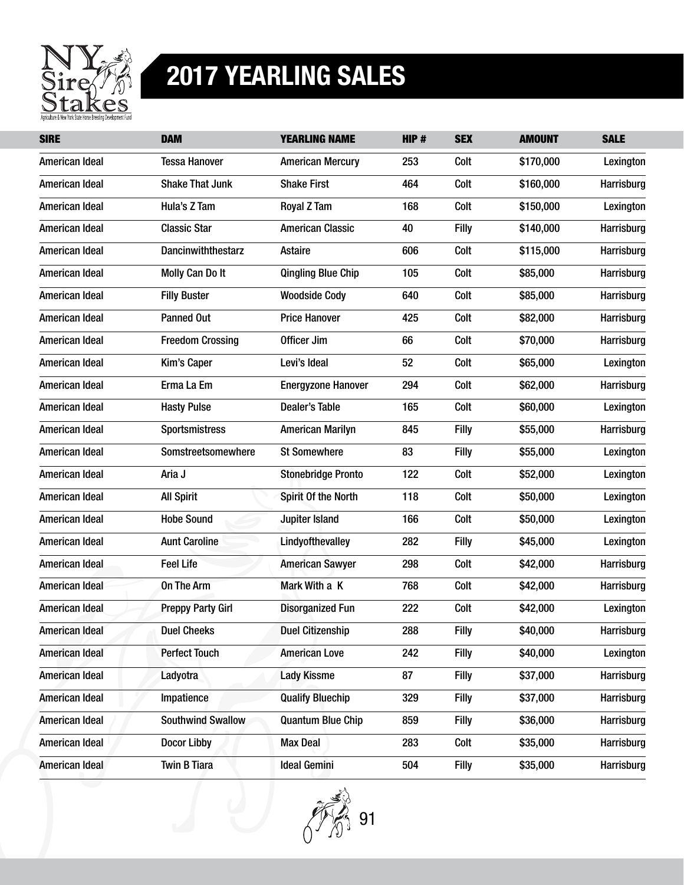# 2017 YEARLING SALES

| SIRE | DAM | YEARLING NAME | HIP # | SEX | AMOUNT | SALE |
|---|---|---|---|---|---|---|
| American Ideal | Tessa Hanover | American Mercury | 253 | Colt | $170,000 | Lexington |
| American Ideal | Shake That Junk | Shake First | 464 | Colt | $160,000 | Harrisburg |
| American Ideal | Hula's Z Tam | Royal Z Tam | 168 | Colt | $150,000 | Lexington |
| American Ideal | Classic Star | American Classic | 40 | Filly | $140,000 | Harrisburg |
| American Ideal | Dancinwiththestarz | Astaire | 606 | Colt | $115,000 | Harrisburg |
| American Ideal | Molly Can Do It | Qingling Blue Chip | 105 | Colt | $85,000 | Harrisburg |
| American Ideal | Filly Buster | Woodside Cody | 640 | Colt | $85,000 | Harrisburg |
| American Ideal | Panned Out | Price Hanover | 425 | Colt | $82,000 | Harrisburg |
| American Ideal | Freedom Crossing | Officer Jim | 66 | Colt | $70,000 | Harrisburg |
| American Ideal | Kim's Caper | Levi's Ideal | 52 | Colt | $65,000 | Lexington |
| American Ideal | Erma La Em | Energyzone Hanover | 294 | Colt | $62,000 | Harrisburg |
| American Ideal | Hasty Pulse | Dealer's Table | 165 | Colt | $60,000 | Lexington |
| American Ideal | Sportsmistress | American Marilyn | 845 | Filly | $55,000 | Harrisburg |
| American Ideal | Somstreetsomewhere | St Somewhere | 83 | Filly | $55,000 | Lexington |
| American Ideal | Aria J | Stonebridge Pronto | 122 | Colt | $52,000 | Lexington |
| American Ideal | All Spirit | Spirit Of the North | 118 | Colt | $50,000 | Lexington |
| American Ideal | Hobe Sound | Jupiter Island | 166 | Colt | $50,000 | Lexington |
| American Ideal | Aunt Caroline | Lindyofthevalley | 282 | Filly | $45,000 | Lexington |
| American Ideal | Feel Life | American Sawyer | 298 | Colt | $42,000 | Harrisburg |
| American Ideal | On The Arm | Mark With a K | 768 | Colt | $42,000 | Harrisburg |
| American Ideal | Preppy Party Girl | Disorganized Fun | 222 | Colt | $42,000 | Lexington |
| American Ideal | Duel Cheeks | Duel Citizenship | 288 | Filly | $40,000 | Harrisburg |
| American Ideal | Perfect Touch | American Love | 242 | Filly | $40,000 | Lexington |
| American Ideal | Ladyotra | Lady Kissme | 87 | Filly | $37,000 | Harrisburg |
| American Ideal | Impatience | Qualify Bluechip | 329 | Filly | $37,000 | Harrisburg |
| American Ideal | Southwind Swallow | Quantum Blue Chip | 859 | Filly | $36,000 | Harrisburg |
| American Ideal | Docor Libby | Max Deal | 283 | Colt | $35,000 | Harrisburg |
| American Ideal | Twin B Tiara | Ideal Gemini | 504 | Filly | $35,000 | Harrisburg |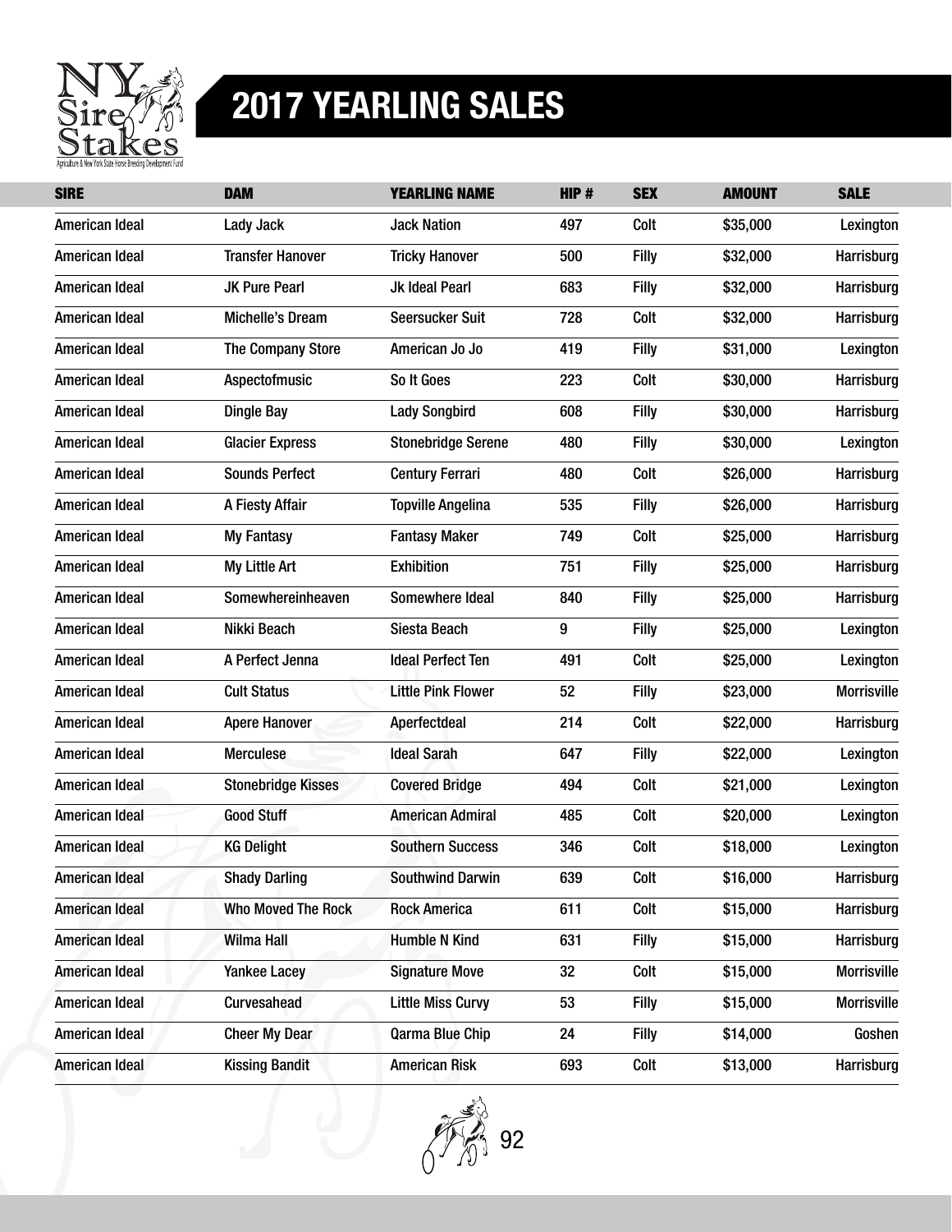# 2017 YEARLING SALES

| SIRE | DAM | YEARLING NAME | HIP # | SEX | AMOUNT | SALE |
|---|---|---|---|---|---|---|
| American Ideal | Lady Jack | Jack Nation | 497 | Colt | $35,000 | Lexington |
| American Ideal | Transfer Hanover | Tricky Hanover | 500 | Filly | $32,000 | Harrisburg |
| American Ideal | JK Pure Pearl | Jk Ideal Pearl | 683 | Filly | $32,000 | Harrisburg |
| American Ideal | Michelle's Dream | Seersucker Suit | 728 | Colt | $32,000 | Harrisburg |
| American Ideal | The Company Store | American Jo Jo | 419 | Filly | $31,000 | Lexington |
| American Ideal | Aspectofmusic | So It Goes | 223 | Colt | $30,000 | Harrisburg |
| American Ideal | Dingle Bay | Lady Songbird | 608 | Filly | $30,000 | Harrisburg |
| American Ideal | Glacier Express | Stonebridge Serene | 480 | Filly | $30,000 | Lexington |
| American Ideal | Sounds Perfect | Century Ferrari | 480 | Colt | $26,000 | Harrisburg |
| American Ideal | A Fiesty Affair | Topville Angelina | 535 | Filly | $26,000 | Harrisburg |
| American Ideal | My Fantasy | Fantasy Maker | 749 | Colt | $25,000 | Harrisburg |
| American Ideal | My Little Art | Exhibition | 751 | Filly | $25,000 | Harrisburg |
| American Ideal | Somewhereinheaven | Somewhere Ideal | 840 | Filly | $25,000 | Harrisburg |
| American Ideal | Nikki Beach | Siesta Beach | 9 | Filly | $25,000 | Lexington |
| American Ideal | A Perfect Jenna | Ideal Perfect Ten | 491 | Colt | $25,000 | Lexington |
| American Ideal | Cult Status | Little Pink Flower | 52 | Filly | $23,000 | Morrisville |
| American Ideal | Apere Hanover | Aperfectdeal | 214 | Colt | $22,000 | Harrisburg |
| American Ideal | Merculese | Ideal Sarah | 647 | Filly | $22,000 | Lexington |
| American Ideal | Stonebridge Kisses | Covered Bridge | 494 | Colt | $21,000 | Lexington |
| American Ideal | Good Stuff | American Admiral | 485 | Colt | $20,000 | Lexington |
| American Ideal | KG Delight | Southern Success | 346 | Colt | $18,000 | Lexington |
| American Ideal | Shady Darling | Southwind Darwin | 639 | Colt | $16,000 | Harrisburg |
| American Ideal | Who Moved The Rock | Rock America | 611 | Colt | $15,000 | Harrisburg |
| American Ideal | Wilma Hall | Humble N Kind | 631 | Filly | $15,000 | Harrisburg |
| American Ideal | Yankee Lacey | Signature Move | 32 | Colt | $15,000 | Morrisville |
| American Ideal | Curvesahead | Little Miss Curvy | 53 | Filly | $15,000 | Morrisville |
| American Ideal | Cheer My Dear | Qarma Blue Chip | 24 | Filly | $14,000 | Goshen |
| American Ideal | Kissing Bandit | American Risk | 693 | Colt | $13,000 | Harrisburg |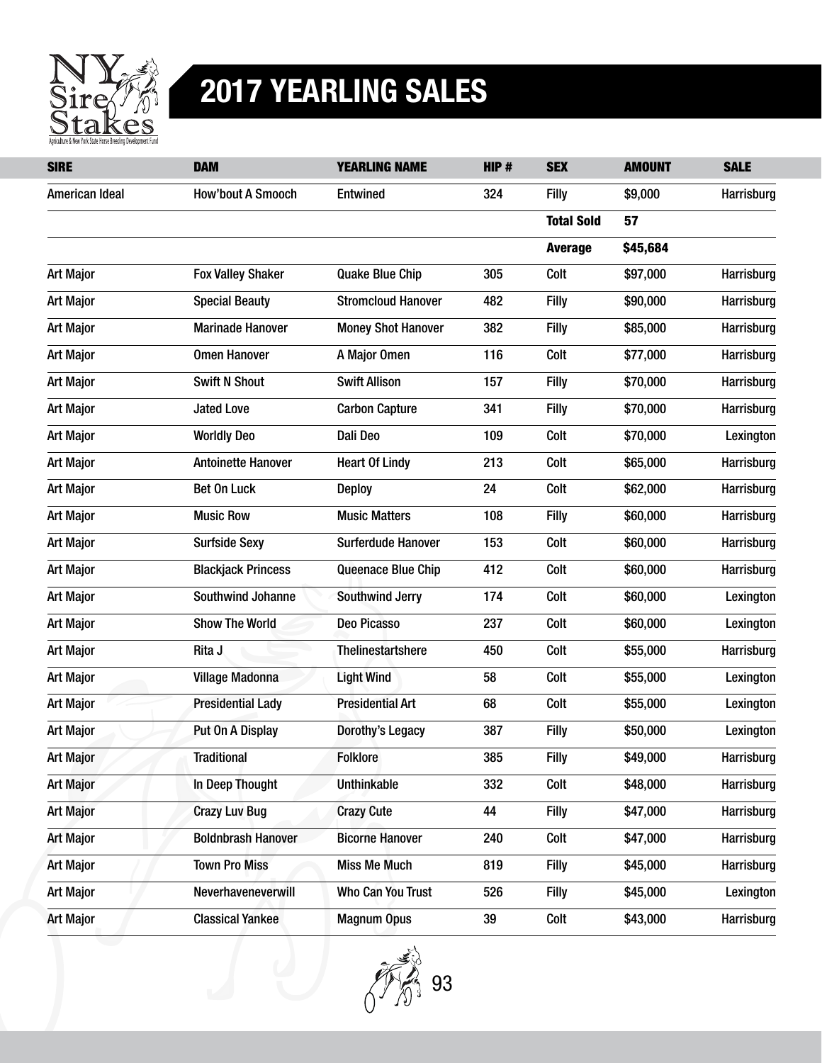# 2017 YEARLING SALES

| SIRE | DAM | YEARLING NAME | HIP # | SEX | AMOUNT | SALE |
|---|---|---|---|---|---|---|
| American Ideal | How'bout A Smooch | Entwined | 324 | Filly | $9,000 | Harrisburg |
| | | | | **Total Sold** | **57** | |
| | | | | **Average** | **$45,684** | |
| Art Major | Fox Valley Shaker | Quake Blue Chip | 305 | Colt | $97,000 | Harrisburg |
| Art Major | Special Beauty | Stromcloud Hanover | 482 | Filly | $90,000 | Harrisburg |
| Art Major | Marinade Hanover | Money Shot Hanover | 382 | Filly | $85,000 | Harrisburg |
| Art Major | Omen Hanover | A Major Omen | 116 | Colt | $77,000 | Harrisburg |
| Art Major | Swift N Shout | Swift Allison | 157 | Filly | $70,000 | Harrisburg |
| Art Major | Jated Love | Carbon Capture | 341 | Filly | $70,000 | Harrisburg |
| Art Major | Worldly Deo | Dali Deo | 109 | Colt | $70,000 | Lexington |
| Art Major | Antoinette Hanover | Heart Of Lindy | 213 | Colt | $65,000 | Harrisburg |
| Art Major | Bet On Luck | Deploy | 24 | Colt | $62,000 | Harrisburg |
| Art Major | Music Row | Music Matters | 108 | Filly | $60,000 | Harrisburg |
| Art Major | Surfside Sexy | Surferdude Hanover | 153 | Colt | $60,000 | Harrisburg |
| Art Major | Blackjack Princess | Queenace Blue Chip | 412 | Colt | $60,000 | Harrisburg |
| Art Major | Southwind Johanne | Southwind Jerry | 174 | Colt | $60,000 | Lexington |
| Art Major | Show The World | Deo Picasso | 237 | Colt | $60,000 | Lexington |
| Art Major | Rita J | Thelinestartshere | 450 | Colt | $55,000 | Harrisburg |
| Art Major | Village Madonna | Light Wind | 58 | Colt | $55,000 | Lexington |
| Art Major | Presidential Lady | Presidential Art | 68 | Colt | $55,000 | Lexington |
| Art Major | Put On A Display | Dorothy's Legacy | 387 | Filly | $50,000 | Lexington |
| Art Major | Traditional | Folklore | 385 | Filly | $49,000 | Harrisburg |
| Art Major | In Deep Thought | Unthinkable | 332 | Colt | $48,000 | Harrisburg |
| Art Major | Crazy Luv Bug | Crazy Cute | 44 | Filly | $47,000 | Harrisburg |
| Art Major | Boldnbrash Hanover | Bicorne Hanover | 240 | Colt | $47,000 | Harrisburg |
| Art Major | Town Pro Miss | Miss Me Much | 819 | Filly | $45,000 | Harrisburg |
| Art Major | Neverhaveneverwill | Who Can You Trust | 526 | Filly | $45,000 | Lexington |
| Art Major | Classical Yankee | Magnum Opus | 39 | Colt | $43,000 | Harrisburg |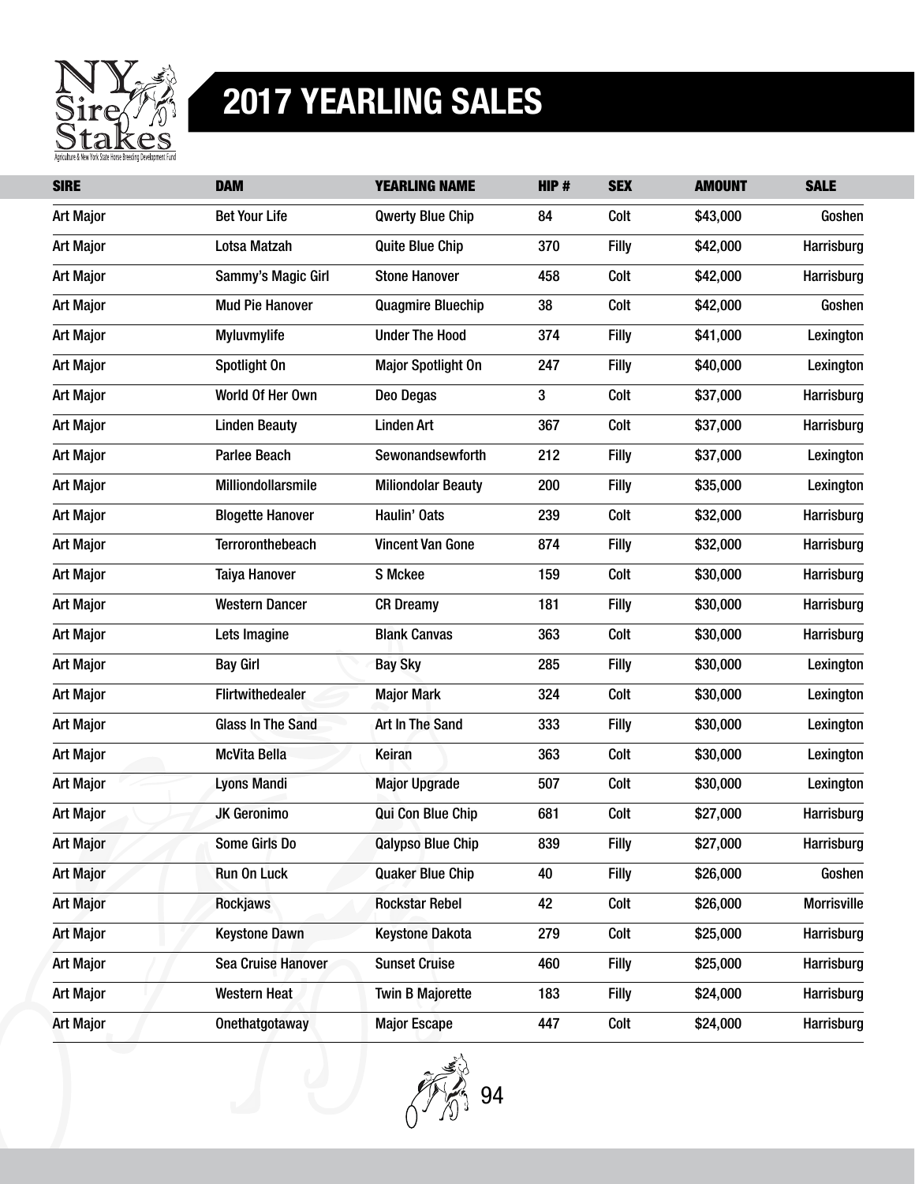# 2017 YEARLING SALES

| SIRE | DAM | YEARLING NAME | HIP # | SEX | AMOUNT | SALE |
|---|---|---|---|---|---|---|
| Art Major | Bet Your Life | Qwerty Blue Chip | 84 | Colt | $43,000 | Goshen |
| Art Major | Lotsa Matzah | Quite Blue Chip | 370 | Filly | $42,000 | Harrisburg |
| Art Major | Sammy's Magic Girl | Stone Hanover | 458 | Colt | $42,000 | Harrisburg |
| Art Major | Mud Pie Hanover | Quagmire Bluechip | 38 | Colt | $42,000 | Goshen |
| Art Major | Myluvmylife | Under The Hood | 374 | Filly | $41,000 | Lexington |
| Art Major | Spotlight On | Major Spotlight On | 247 | Filly | $40,000 | Lexington |
| Art Major | World Of Her Own | Deo Degas | 3 | Colt | $37,000 | Harrisburg |
| Art Major | Linden Beauty | Linden Art | 367 | Colt | $37,000 | Harrisburg |
| Art Major | Parlee Beach | Sewonandsewforth | 212 | Filly | $37,000 | Lexington |
| Art Major | Milliondollarsmile | Miliondolar Beauty | 200 | Filly | $35,000 | Lexington |
| Art Major | Blogette Hanover | Haulin' Oats | 239 | Colt | $32,000 | Harrisburg |
| Art Major | Terroronthebeach | Vincent Van Gone | 874 | Filly | $32,000 | Harrisburg |
| Art Major | Taiya Hanover | S Mckee | 159 | Colt | $30,000 | Harrisburg |
| Art Major | Western Dancer | CR Dreamy | 181 | Filly | $30,000 | Harrisburg |
| Art Major | Lets Imagine | Blank Canvas | 363 | Colt | $30,000 | Harrisburg |
| Art Major | Bay Girl | Bay Sky | 285 | Filly | $30,000 | Lexington |
| Art Major | Flirtwithedealer | Major Mark | 324 | Colt | $30,000 | Lexington |
| Art Major | Glass In The Sand | Art In The Sand | 333 | Filly | $30,000 | Lexington |
| Art Major | McVita Bella | Keiran | 363 | Colt | $30,000 | Lexington |
| Art Major | Lyons Mandi | Major Upgrade | 507 | Colt | $30,000 | Lexington |
| Art Major | JK Geronimo | Qui Con Blue Chip | 681 | Colt | $27,000 | Harrisburg |
| Art Major | Some Girls Do | Qalypso Blue Chip | 839 | Filly | $27,000 | Harrisburg |
| Art Major | Run On Luck | Quaker Blue Chip | 40 | Filly | $26,000 | Goshen |
| Art Major | Rockjaws | Rockstar Rebel | 42 | Colt | $26,000 | Morrisville |
| Art Major | Keystone Dawn | Keystone Dakota | 279 | Colt | $25,000 | Harrisburg |
| Art Major | Sea Cruise Hanover | Sunset Cruise | 460 | Filly | $25,000 | Harrisburg |
| Art Major | Western Heat | Twin B Majorette | 183 | Filly | $24,000 | Harrisburg |
| Art Major | Onethatgotaway | Major Escape | 447 | Colt | $24,000 | Harrisburg |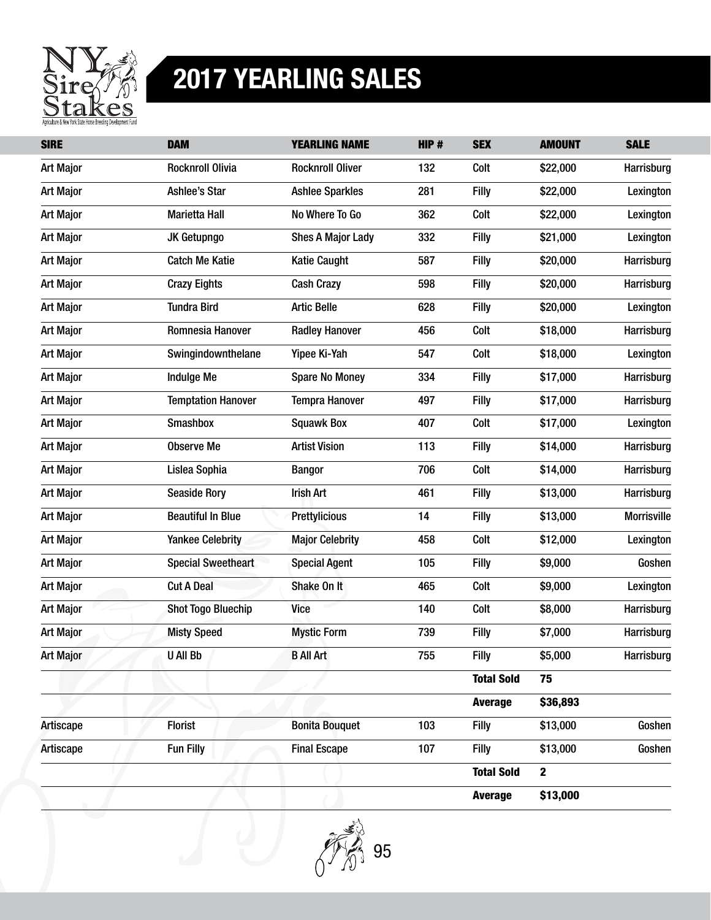# 2017 YEARLING SALES

| SIRE | DAM | YEARLING NAME | HIP # | SEX | AMOUNT | SALE |
|---|---|---|---|---|---|---|
| Art Major | Rocknroll Olivia | Rocknroll Oliver | 132 | Colt | $22,000 | Harrisburg |
| Art Major | Ashlee's Star | Ashlee Sparkles | 281 | Filly | $22,000 | Lexington |
| Art Major | Marietta Hall | No Where To Go | 362 | Colt | $22,000 | Lexington |
| Art Major | JK Getupngo | Shes A Major Lady | 332 | Filly | $21,000 | Lexington |
| Art Major | Catch Me Katie | Katie Caught | 587 | Filly | $20,000 | Harrisburg |
| Art Major | Crazy Eights | Cash Crazy | 598 | Filly | $20,000 | Harrisburg |
| Art Major | Tundra Bird | Artic Belle | 628 | Filly | $20,000 | Lexington |
| Art Major | Romnesia Hanover | Radley Hanover | 456 | Colt | $18,000 | Harrisburg |
| Art Major | Swingindownthelane | Yipee Ki-Yah | 547 | Colt | $18,000 | Lexington |
| Art Major | Indulge Me | Spare No Money | 334 | Filly | $17,000 | Harrisburg |
| Art Major | Temptation Hanover | Tempra Hanover | 497 | Filly | $17,000 | Harrisburg |
| Art Major | Smashbox | Squawk Box | 407 | Colt | $17,000 | Lexington |
| Art Major | Observe Me | Artist Vision | 113 | Filly | $14,000 | Harrisburg |
| Art Major | Lislea Sophia | Bangor | 706 | Colt | $14,000 | Harrisburg |
| Art Major | Seaside Rory | Irish Art | 461 | Filly | $13,000 | Harrisburg |
| Art Major | Beautiful In Blue | Prettylicious | 14 | Filly | $13,000 | Morrisville |
| Art Major | Yankee Celebrity | Major Celebrity | 458 | Colt | $12,000 | Lexington |
| Art Major | Special Sweetheart | Special Agent | 105 | Filly | $9,000 | Goshen |
| Art Major | Cut A Deal | Shake On It | 465 | Colt | $9,000 | Lexington |
| Art Major | Shot Togo Bluechip | Vice | 140 | Colt | $8,000 | Harrisburg |
| Art Major | Misty Speed | Mystic Form | 739 | Filly | $7,000 | Harrisburg |
| Art Major | U All Bb | B All Art | 755 | Filly | $5,000 | Harrisburg |
| | | | | **Total Sold** | **75** | |
| | | | | **Average** | **$36,893** | |
| Artiscape | Florist | Bonita Bouquet | 103 | Filly | $13,000 | Goshen |
| Artiscape | Fun Filly | Final Escape | 107 | Filly | $13,000 | Goshen |
| | | | | **Total Sold** | **2** | |
| | | | | **Average** | **$13,000** | |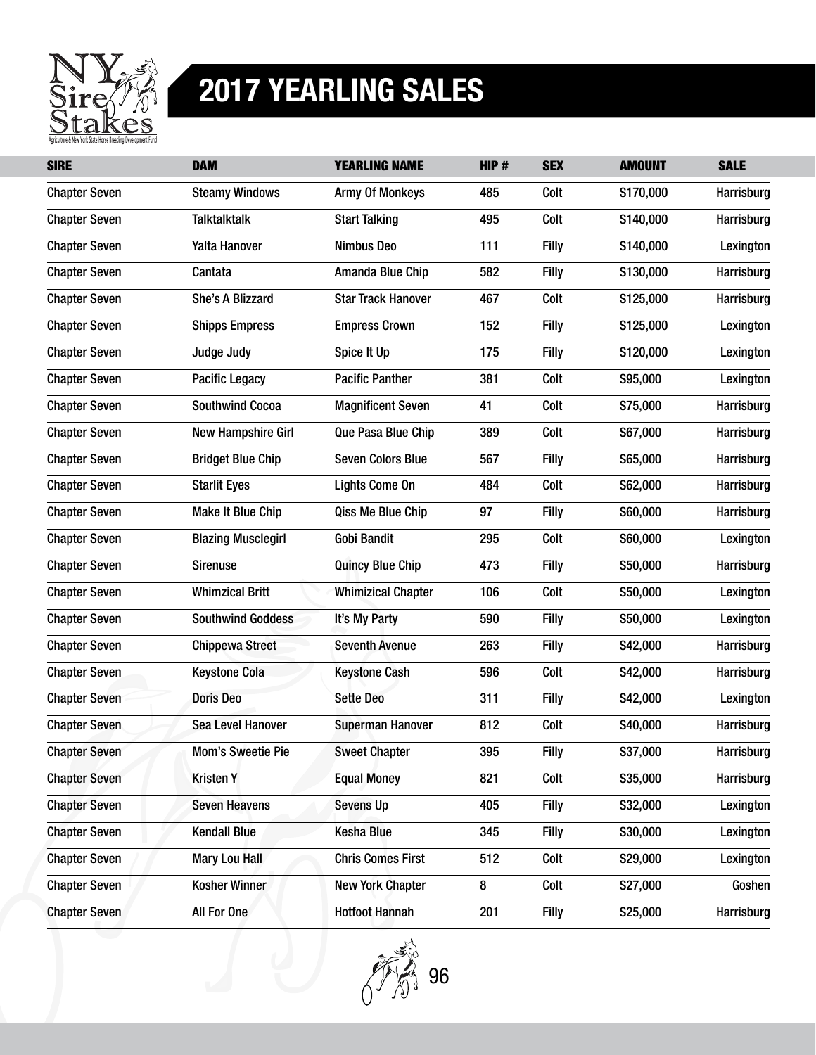# 2017 YEARLING SALES

| SIRE | DAM | YEARLING NAME | HIP # | SEX | AMOUNT | SALE |
|---|---|---|---|---|---|---|
| Chapter Seven | Steamy Windows | Army Of Monkeys | 485 | Colt | $170,000 | Harrisburg |
| Chapter Seven | Talktalktalk | Start Talking | 495 | Colt | $140,000 | Harrisburg |
| Chapter Seven | Yalta Hanover | Nimbus Deo | 111 | Filly | $140,000 | Lexington |
| Chapter Seven | Cantata | Amanda Blue Chip | 582 | Filly | $130,000 | Harrisburg |
| Chapter Seven | She's A Blizzard | Star Track Hanover | 467 | Colt | $125,000 | Harrisburg |
| Chapter Seven | Shipps Empress | Empress Crown | 152 | Filly | $125,000 | Lexington |
| Chapter Seven | Judge Judy | Spice It Up | 175 | Filly | $120,000 | Lexington |
| Chapter Seven | Pacific Legacy | Pacific Panther | 381 | Colt | $95,000 | Lexington |
| Chapter Seven | Southwind Cocoa | Magnificent Seven | 41 | Colt | $75,000 | Harrisburg |
| Chapter Seven | New Hampshire Girl | Que Pasa Blue Chip | 389 | Colt | $67,000 | Harrisburg |
| Chapter Seven | Bridget Blue Chip | Seven Colors Blue | 567 | Filly | $65,000 | Harrisburg |
| Chapter Seven | Starlit Eyes | Lights Come On | 484 | Colt | $62,000 | Harrisburg |
| Chapter Seven | Make It Blue Chip | Qiss Me Blue Chip | 97 | Filly | $60,000 | Harrisburg |
| Chapter Seven | Blazing Musclegirl | Gobi Bandit | 295 | Colt | $60,000 | Lexington |
| Chapter Seven | Sirenuse | Quincy Blue Chip | 473 | Filly | $50,000 | Harrisburg |
| Chapter Seven | Whimzical Britt | Whimizical Chapter | 106 | Colt | $50,000 | Lexington |
| Chapter Seven | Southwind Goddess | It's My Party | 590 | Filly | $50,000 | Lexington |
| Chapter Seven | Chippewa Street | Seventh Avenue | 263 | Filly | $42,000 | Harrisburg |
| Chapter Seven | Keystone Cola | Keystone Cash | 596 | Colt | $42,000 | Harrisburg |
| Chapter Seven | Doris Deo | Sette Deo | 311 | Filly | $42,000 | Lexington |
| Chapter Seven | Sea Level Hanover | Superman Hannover | 812 | Colt | $40,000 | Harrisburg |
| Chapter Seven | Mom's Sweetie Pie | Sweet Chapter | 395 | Filly | $37,000 | Harrisburg |
| Chapter Seven | Kristen Y | Equal Money | 821 | Colt | $35,000 | Harrisburg |
| Chapter Seven | Seven Heavens | Sevens Up | 405 | Filly | $32,000 | Lexington |
| Chapter Seven | Kendall Blue | Kesha Blue | 345 | Filly | $30,000 | Lexington |
| Chapter Seven | Mary Lou Hall | Chris Comes First | 512 | Colt | $29,000 | Lexington |
| Chapter Seven | Kosher Winner | New York Chapter | 8 | Colt | $27,000 | Goshen |
| Chapter Seven | All For One | Hotfoot Hannah | 201 | Filly | $25,000 | Harrisburg |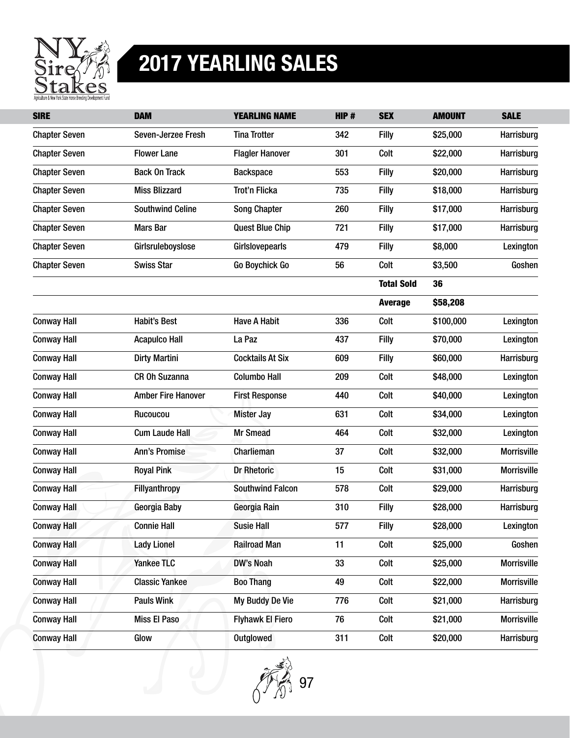# 2017 YEARLING SALES

| SIRE | DAM | YEARLING NAME | HIP # | SEX | AMOUNT | SALE |
|---|---|---|---|---|---|---|
| Chapter Seven | Seven-Jerzee Fresh | Tina Trotter | 342 | Filly | $25,000 | Harrisburg |
| Chapter Seven | Flower Lane | Flagler Hanover | 301 | Colt | $22,000 | Harrisburg |
| Chapter Seven | Back On Track | Backspace | 553 | Filly | $20,000 | Harrisburg |
| Chapter Seven | Miss Blizzard | Trot'n Flicka | 735 | Filly | $18,000 | Harrisburg |
| Chapter Seven | Southwind Celine | Song Chapter | 260 | Filly | $17,000 | Harrisburg |
| Chapter Seven | Mars Bar | Quest Blue Chip | 721 | Filly | $17,000 | Harrisburg |
| Chapter Seven | Girlsruleboyslose | Girlslovepearls | 479 | Filly | $8,000 | Lexington |
| Chapter Seven | Swiss Star | Go Boychick Go | 56 | Colt | $3,500 | Goshen |
| | | | | **Total Sold** | **36** | |
| | | | | **Average** | **$58,208** | |
| Conway Hall | Habit's Best | Have A Habit | 336 | Colt | $100,000 | Lexington |
| Conway Hall | Acapulco Hall | La Paz | 437 | Filly | $70,000 | Lexington |
| Conway Hall | Dirty Martini | Cocktails At Six | 609 | Filly | $60,000 | Harrisburg |
| Conway Hall | CR Oh Suzanna | Columbo Hall | 209 | Colt | $48,000 | Lexington |
| Conway Hall | Amber Fire Hanover | First Response | 440 | Colt | $40,000 | Lexington |
| Conway Hall | Rucoucou | Mister Jay | 631 | Colt | $34,000 | Lexington |
| Conway Hall | Cum Laude Hall | Mr Smead | 464 | Colt | $32,000 | Lexington |
| Conway Hall | Ann's Promise | Charlieman | 37 | Colt | $32,000 | Morrisville |
| Conway Hall | Royal Pink | Dr Rhetoric | 15 | Colt | $31,000 | Morrisville |
| Conway Hall | Fillyanthropy | Southwind Falcon | 578 | Colt | $29,000 | Harrisburg |
| Conway Hall | Georgia Baby | Georgia Rain | 310 | Filly | $28,000 | Harrisburg |
| Conway Hall | Connie Hall | Susie Hall | 577 | Filly | $28,000 | Lexington |
| Conway Hall | Lady Lionel | Railroad Man | 11 | Colt | $25,000 | Goshen |
| Conway Hall | Yankee TLC | DW's Noah | 33 | Colt | $25,000 | Morrisville |
| Conway Hall | Classic Yankee | Boo Thang | 49 | Colt | $22,000 | Morrisville |
| Conway Hall | Pauls Wink | My Buddy De Vie | 776 | Colt | $21,000 | Harrisburg |
| Conway Hall | Miss El Paso | Flyhawk El Fiero | 76 | Colt | $21,000 | Morrisville |
| Conway Hall | Glow | Outglowed | 311 | Colt | $20,000 | Harrisburg |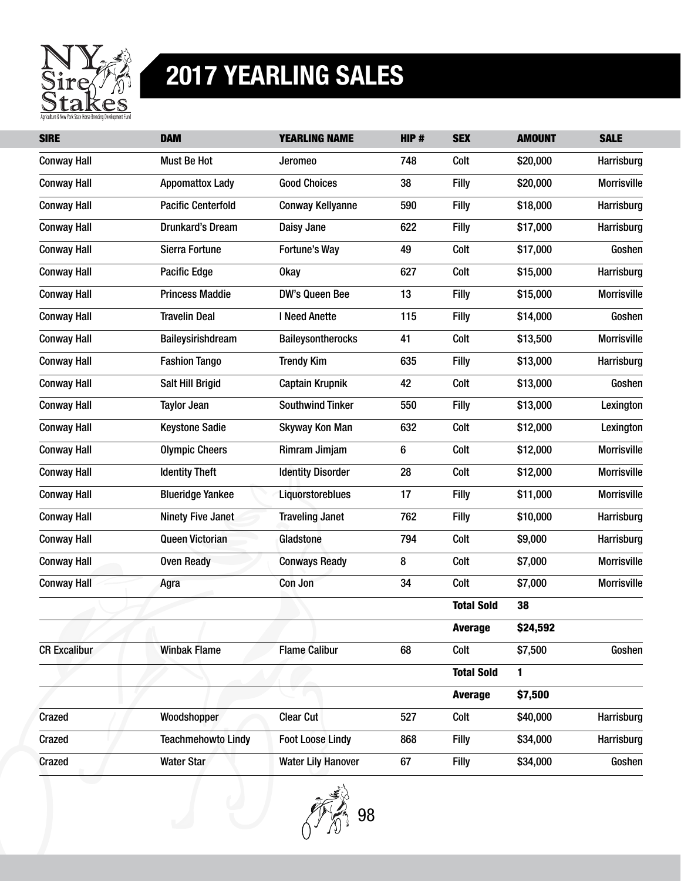# 2017 YEARLING SALES

| SIRE | DAM | YEARLING NAME | HIP # | SEX | AMOUNT | SALE |
|---|---|---|---|---|---|---|
| Conway Hall | Must Be Hot | Jeromeo | 748 | Colt | $20,000 | Harrisburg |
| Conway Hall | Appomattox Lady | Good Choices | 38 | Filly | $20,000 | Morrisville |
| Conway Hall | Pacific Centerfold | Conway Kellyanne | 590 | Filly | $18,000 | Harrisburg |
| Conway Hall | Drunkard's Dream | Daisy Jane | 622 | Filly | $17,000 | Harrisburg |
| Conway Hall | Sierra Fortune | Fortune's Way | 49 | Colt | $17,000 | Goshen |
| Conway Hall | Pacific Edge | Okay | 627 | Colt | $15,000 | Harrisburg |
| Conway Hall | Princess Maddie | DW's Queen Bee | 13 | Filly | $15,000 | Morrisville |
| Conway Hall | Travelin Deal | I Need Anette | 115 | Filly | $14,000 | Goshen |
| Conway Hall | Baileysirishdream | Baileysontherocks | 41 | Colt | $13,500 | Morrisville |
| Conway Hall | Fashion Tango | Trendy Kim | 635 | Filly | $13,000 | Harrisburg |
| Conway Hall | Salt Hill Brigid | Captain Krupnik | 42 | Colt | $13,000 | Goshen |
| Conway Hall | Taylor Jean | Southwind Tinker | 550 | Filly | $13,000 | Lexington |
| Conway Hall | Keystone Sadie | Skyway Kon Man | 632 | Colt | $12,000 | Lexington |
| Conway Hall | Olympic Cheers | Rimram Jimjam | 6 | Colt | $12,000 | Morrisville |
| Conway Hall | Identity Theft | Identity Disorder | 28 | Colt | $12,000 | Morrisville |
| Conway Hall | Blueridge Yankee | Liquorstoreblues | 17 | Filly | $11,000 | Morrisville |
| Conway Hall | Ninety Five Janet | Traveling Janet | 762 | Filly | $10,000 | Harrisburg |
| Conway Hall | Queen Victorian | Gladstone | 794 | Colt | $9,000 | Harrisburg |
| Conway Hall | Oven Ready | Conways Ready | 8 | Colt | $7,000 | Morrisville |
| Conway Hall | Agra | Con Jon | 34 | Colt | $7,000 | Morrisville |
| | | | | **Total Sold** | **38** | |
| | | | | **Average** | **$24,592** | |
| CR Excalibur | Winbak Flame | Flame Calibur | 68 | Colt | $7,500 | Goshen |
| | | | | **Total Sold** | **1** | |
| | | | | **Average** | **$7,500** | |
| Crazed | Woodshopper | Clear Cut | 527 | Colt | $40,000 | Harrisburg |
| Crazed | Teachmehowto Lindy | Foot Loose Lindy | 868 | Filly | $34,000 | Harrisburg |
| Crazed | Water Star | Water Lily Hanover | 67 | Filly | $34,000 | Goshen |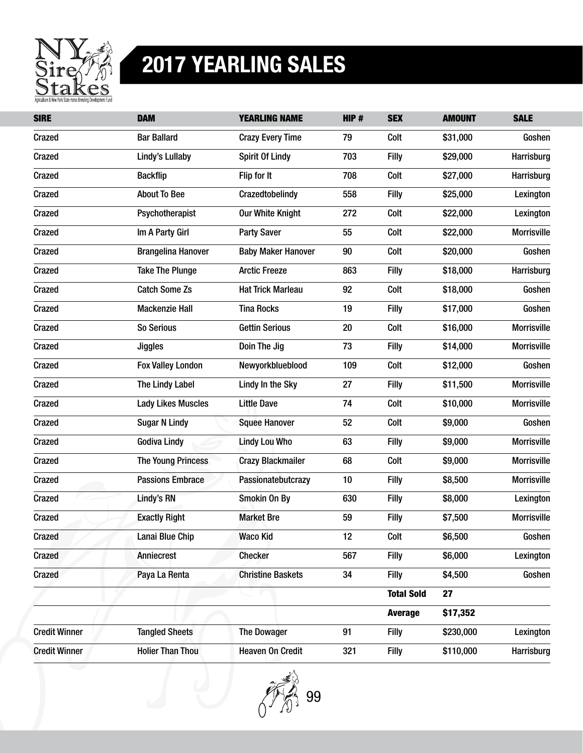# 2017 YEARLING SALES

| SIRE | DAM | YEARLING NAME | HIP # | SEX | AMOUNT | SALE |
|---|---|---|---|---|---|---|
| Crazed | Bar Ballard | Crazy Every Time | 79 | Colt | $31,000 | Goshen |
| Crazed | Lindy's Lullaby | Spirit Of Lindy | 703 | Filly | $29,000 | Harrisburg |
| Crazed | Backflip | Flip for It | 708 | Colt | $27,000 | Harrisburg |
| Crazed | About To Bee | Crazedtobelindy | 558 | Filly | $25,000 | Lexington |
| Crazed | Psychotherapist | Our White Knight | 272 | Colt | $22,000 | Lexington |
| Crazed | Im A Party Girl | Party Saver | 55 | Colt | $22,000 | Morrisville |
| Crazed | Brangelina Hanover | Baby Maker Hanover | 90 | Colt | $20,000 | Goshen |
| Crazed | Take The Plunge | Arctic Freeze | 863 | Filly | $18,000 | Harrisburg |
| Crazed | Catch Some Zs | Hat Trick Marleau | 92 | Colt | $18,000 | Goshen |
| Crazed | Mackenzie Hall | Tina Rocks | 19 | Filly | $17,000 | Goshen |
| Crazed | So Serious | Gettin Serious | 20 | Colt | $16,000 | Morrisville |
| Crazed | Jiggles | Doin The Jig | 73 | Filly | $14,000 | Morrisville |
| Crazed | Fox Valley London | Newyorkblueblood | 109 | Colt | $12,000 | Goshen |
| Crazed | The Lindy Label | Lindy In the Sky | 27 | Filly | $11,500 | Morrisville |
| Crazed | Lady Likes Muscles | Little Dave | 74 | Colt | $10,000 | Morrisville |
| Crazed | Sugar N Lindy | Squee Hanover | 52 | Colt | $9,000 | Goshen |
| Crazed | Godiva Lindy | Lindy Lou Who | 63 | Filly | $9,000 | Morrisville |
| Crazed | The Young Princess | Crazy Blackmailer | 68 | Colt | $9,000 | Morrisville |
| Crazed | Passions Embrace | Passionatebutcrazy | 10 | Filly | $8,500 | Morrisville |
| Crazed | Lindy's RN | Smokin On By | 630 | Filly | $8,000 | Lexington |
| Crazed | Exactly Right | Market Bre | 59 | Filly | $7,500 | Morrisville |
| Crazed | Lanai Blue Chip | Waco Kid | 12 | Colt | $6,500 | Goshen |
| Crazed | Anniecrest | Checker | 567 | Filly | $6,000 | Lexington |
| Crazed | Paya La Renta | Christine Baskets | 34 | Filly | $4,500 | Goshen |
| | | | | **Total Sold** | **27** | |
| | | | | **Average** | **$17,352** | |
| Credit Winner | Tangled Sheets | The Dowager | 91 | Filly | $230,000 | Lexington |
| Credit Winner | Holier Than Thou | Heaven On Credit | 321 | Filly | $110,000 | Harrisburg |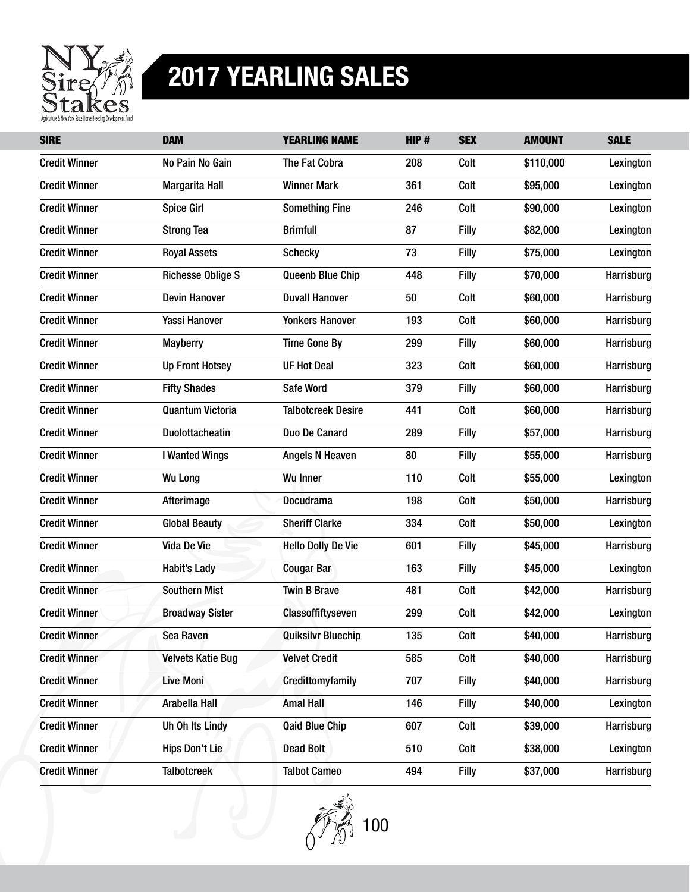# 2017 YEARLING SALES

| SIRE | DAM | YEARLING NAME | HIP # | SEX | AMOUNT | SALE |
|---|---|---|---|---|---|---|
| Credit Winner | No Pain No Gain | The Fat Cobra | 208 | Colt | $110,000 | Lexington |
| Credit Winner | Margarita Hall | Winner Mark | 361 | Colt | $95,000 | Lexington |
| Credit Winner | Spice Girl | Something Fine | 246 | Colt | $90,000 | Lexington |
| Credit Winner | Strong Tea | Brimfull | 87 | Filly | $82,000 | Lexington |
| Credit Winner | Royal Assets | Schecky | 73 | Filly | $75,000 | Lexington |
| Credit Winner | Richesse Oblige S | Queenb Blue Chip | 448 | Filly | $70,000 | Harrisburg |
| Credit Winner | Devin Hanover | Duvall Hanover | 50 | Colt | $60,000 | Harrisburg |
| Credit Winner | Yassi Hanover | Yonkers Hanover | 193 | Colt | $60,000 | Harrisburg |
| Credit Winner | Mayberry | Time Gone By | 299 | Filly | $60,000 | Harrisburg |
| Credit Winner | Up Front Hotsey | UF Hot Deal | 323 | Colt | $60,000 | Harrisburg |
| Credit Winner | Fifty Shades | Safe Word | 379 | Filly | $60,000 | Harrisburg |
| Credit Winner | Quantum Victoria | Talbotcreek Desire | 441 | Colt | $60,000 | Harrisburg |
| Credit Winner | Duolottacheatin | Duo De Canard | 289 | Filly | $57,000 | Harrisburg |
| Credit Winner | I Wanted Wings | Angels N Heaven | 80 | Filly | $55,000 | Harrisburg |
| Credit Winner | Wu Long | Wu Inner | 110 | Colt | $55,000 | Lexington |
| Credit Winner | Afterimage | Docudrama | 198 | Colt | $50,000 | Harrisburg |
| Credit Winner | Global Beauty | Sheriff Clarke | 334 | Colt | $50,000 | Lexington |
| Credit Winner | Vida De Vie | Hello Dolly De Vie | 601 | Filly | $45,000 | Harrisburg |
| Credit Winner | Habit's Lady | Cougar Bar | 163 | Filly | $45,000 | Lexington |
| Credit Winner | Southern Mist | Twin B Brave | 481 | Colt | $42,000 | Harrisburg |
| Credit Winner | Broadway Sister | Classoffiftyseven | 299 | Colt | $42,000 | Lexington |
| Credit Winner | Sea Raven | Quiksilvr Bluechip | 135 | Colt | $40,000 | Harrisburg |
| Credit Winner | Velvets Katie Bug | Velvet Credit | 585 | Colt | $40,000 | Harrisburg |
| Credit Winner | Live Moni | Credittomyfamily | 707 | Filly | $40,000 | Harrisburg |
| Credit Winner | Arabella Hall | Amal Hall | 146 | Filly | $40,000 | Lexington |
| Credit Winner | Uh Oh Its Lindy | Qaid Blue Chip | 607 | Colt | $39,000 | Harrisburg |
| Credit Winner | Hips Don't Lie | Dead Bolt | 510 | Colt | $38,000 | Lexington |
| Credit Winner | Talbotcreek | Talbot Cameo | 494 | Filly | $37,000 | Harrisburg |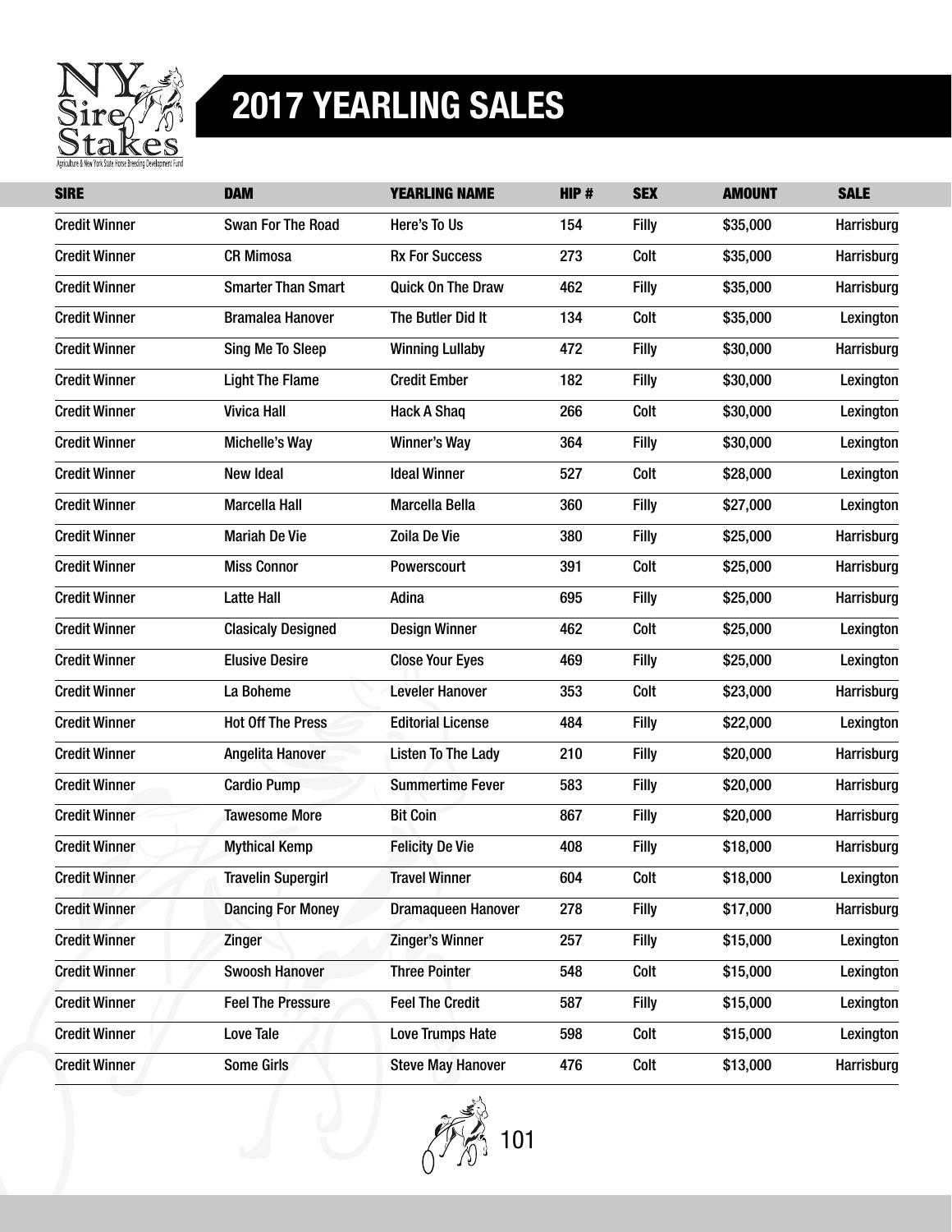# 2017 YEARLING SALES

| SIRE | DAM | YEARLING NAME | HIP # | SEX | AMOUNT | SALE |
|---|---|---|---|---|---|---|
| Credit Winner | Swan For The Road | Here's To Us | 154 | Filly | $35,000 | Harrisburg |
| Credit Winner | CR Mimosa | Rx For Success | 273 | Colt | $35,000 | Harrisburg |
| Credit Winner | Smarter Than Smart | Quick On The Draw | 462 | Filly | $35,000 | Harrisburg |
| Credit Winner | Bramalea Hanover | The Butler Did It | 134 | Colt | $35,000 | Lexington |
| Credit Winner | Sing Me To Sleep | Winning Lullaby | 472 | Filly | $30,000 | Harrisburg |
| Credit Winner | Light The Flame | Credit Ember | 182 | Filly | $30,000 | Lexington |
| Credit Winner | Vivica Hall | Hack A Shaq | 266 | Colt | $30,000 | Lexington |
| Credit Winner | Michelle's Way | Winner's Way | 364 | Filly | $30,000 | Lexington |
| Credit Winner | New Ideal | Ideal Winner | 527 | Colt | $28,000 | Lexington |
| Credit Winner | Marcella Hall | Marcella Bella | 360 | Filly | $27,000 | Lexington |
| Credit Winner | Mariah De Vie | Zoila De Vie | 380 | Filly | $25,000 | Harrisburg |
| Credit Winner | Miss Connor | Powerscourt | 391 | Colt | $25,000 | Harrisburg |
| Credit Winner | Latte Hall | Adina | 695 | Filly | $25,000 | Harrisburg |
| Credit Winner | Clasicaly Designed | Design Winner | 462 | Colt | $25,000 | Lexington |
| Credit Winner | Elusive Desire | Close Your Eyes | 469 | Filly | $25,000 | Lexington |
| Credit Winner | La Boheme | Leveler Hanover | 353 | Colt | $23,000 | Harrisburg |
| Credit Winner | Hot Off The Press | Editorial License | 484 | Filly | $22,000 | Lexington |
| Credit Winner | Angelita Hanover | Listen To The Lady | 210 | Filly | $20,000 | Harrisburg |
| Credit Winner | Cardio Pump | Summertime Fever | 583 | Filly | $20,000 | Harrisburg |
| Credit Winner | Tawesome More | Bit Coin | 867 | Filly | $20,000 | Harrisburg |
| Credit Winner | Mythical Kemp | Felicity De Vie | 408 | Filly | $18,000 | Harrisburg |
| Credit Winner | Travelin Supergirl | Travel Winner | 604 | Colt | $18,000 | Lexington |
| Credit Winner | Dancing For Money | Dramaqueen Hanover | 278 | Filly | $17,000 | Harrisburg |
| Credit Winner | Zinger | Zinger's Winner | 257 | Filly | $15,000 | Lexington |
| Credit Winner | Swoosh Hanover | Three Pointer | 548 | Colt | $15,000 | Lexington |
| Credit Winner | Feel The Pressure | Feel The Credit | 587 | Filly | $15,000 | Lexington |
| Credit Winner | Love Tale | Love Trumps Hate | 598 | Colt | $15,000 | Lexington |
| Credit Winner | Some Girls | Steve May Hanover | 476 | Colt | $13,000 | Harrisburg |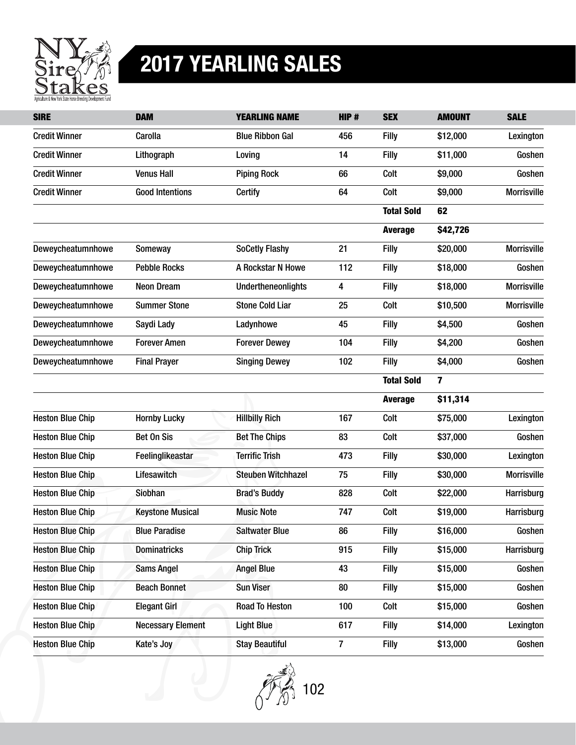# 2017 YEARLING SALES

| SIRE | DAM | YEARLING NAME | HIP # | SEX | AMOUNT | SALE |
|---|---|---|---|---|---|---|
| Credit Winner | Carolla | Blue Ribbon Gal | 456 | Filly | $12,000 | Lexington |
| Credit Winner | Lithograph | Loving | 14 | Filly | $11,000 | Goshen |
| Credit Winner | Venus Hall | Piping Rock | 66 | Colt | $9,000 | Goshen |
| Credit Winner | Good Intentions | Certify | 64 | Colt | $9,000 | Morrisville |
| | | | | **Total Sold** | **62** | |
| | | | | **Average** | **$42,726** | |
| Deweycheatumnhowe | Someway | SoCetly Flashy | 21 | Filly | $20,000 | Morrisville |
| Deweycheatumnhowe | Pebble Rocks | A Rockstar N Howe | 112 | Filly | $18,000 | Goshen |
| Deweycheatumnhowe | Neon Dream | Undertheneonlights | 4 | Filly | $18,000 | Morrisville |
| Deweycheatumnhowe | Summer Stone | Stone Cold Liar | 25 | Colt | $10,500 | Morrisville |
| Deweycheatumnhowe | Saydi Lady | Ladynhowe | 45 | Filly | $4,500 | Goshen |
| Deweycheatumnhowe | Forever Amen | Forever Dewey | 104 | Filly | $4,200 | Goshen |
| Deweycheatumnhowe | Final Prayer | Singing Dewey | 102 | Filly | $4,000 | Goshen |
| | | | | **Total Sold** | **7** | |
| | | | | **Average** | **$11,314** | |
| Heston Blue Chip | Hornby Lucky | Hillbilly Rich | 167 | Colt | $75,000 | Lexington |
| Heston Blue Chip | Bet On Sis | Bet The Chips | 83 | Colt | $37,000 | Goshen |
| Heston Blue Chip | Feelinglikeastar | Terrific Trish | 473 | Filly | $30,000 | Lexington |
| Heston Blue Chip | Lifesawitch | Steuben Witchhazel | 75 | Filly | $30,000 | Morrisville |
| Heston Blue Chip | Siobhan | Brad's Buddy | 828 | Colt | $22,000 | Harrisburg |
| Heston Blue Chip | Keystone Musical | Music Note | 747 | Colt | $19,000 | Harrisburg |
| Heston Blue Chip | Blue Paradise | Saltwater Blue | 86 | Filly | $16,000 | Goshen |
| Heston Blue Chip | Dominatricks | Chip Trick | 915 | Filly | $15,000 | Harrisburg |
| Heston Blue Chip | Sams Angel | Angel Blue | 43 | Filly | $15,000 | Goshen |
| Heston Blue Chip | Beach Bonnet | Sun Viser | 80 | Filly | $15,000 | Goshen |
| Heston Blue Chip | Elegant Girl | Road To Heston | 100 | Colt | $15,000 | Goshen |
| Heston Blue Chip | Necessary Element | Light Blue | 617 | Filly | $14,000 | Lexington |
| Heston Blue Chip | Kate's Joy | Stay Beautiful | 7 | Filly | $13,000 | Goshen |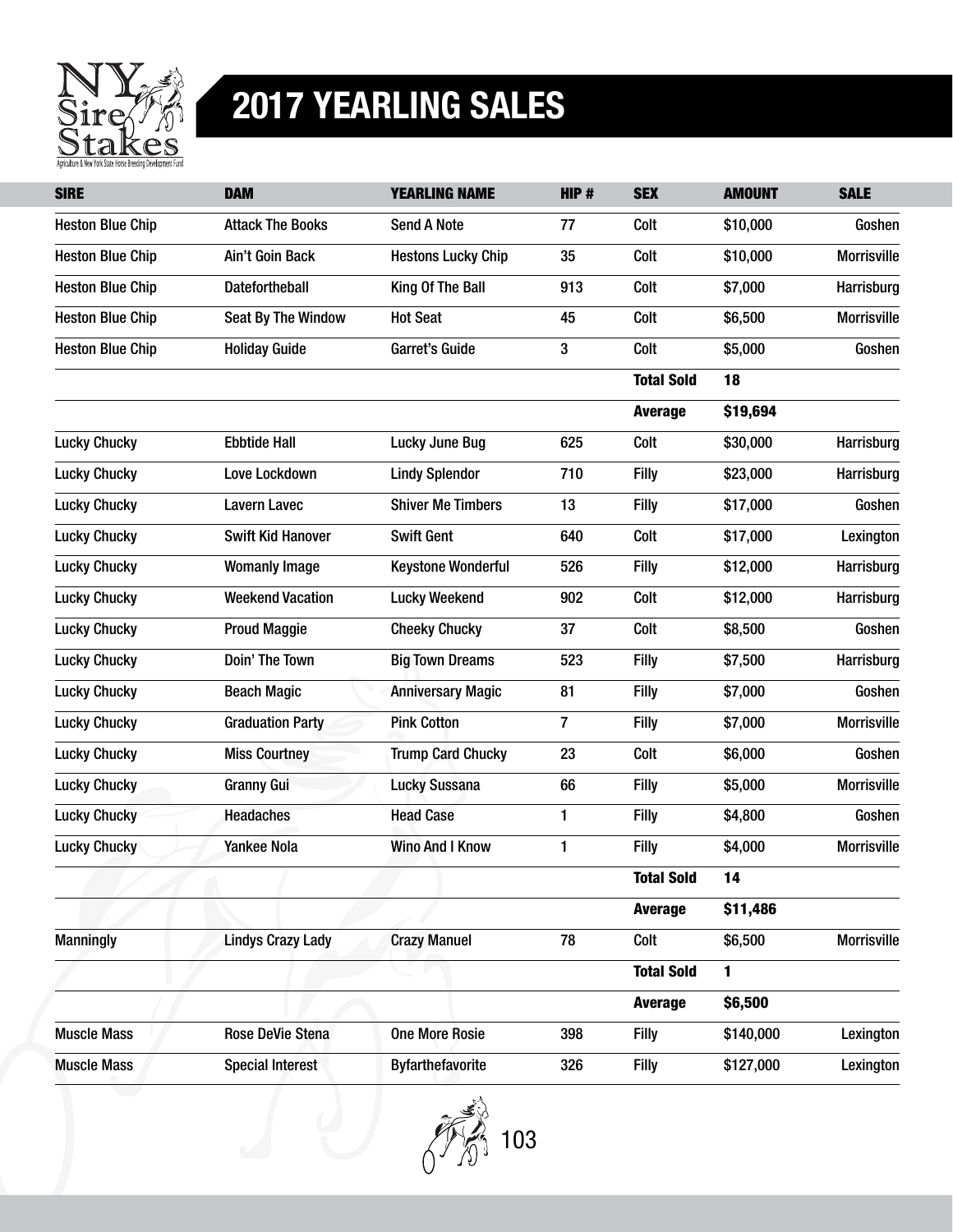# 2017 YEARLING SALES

| SIRE | DAM | YEARLING NAME | HIP # | SEX | AMOUNT | SALE |
|---|---|---|---|---|---|---|
| Heston Blue Chip | Attack The Books | Send A Note | 77 | Colt | $10,000 | Goshen |
| Heston Blue Chip | Ain't Goin Back | Hestons Lucky Chip | 35 | Colt | $10,000 | Morrisville |
| Heston Blue Chip | Datefortheball | King Of The Ball | 913 | Colt | $7,000 | Harrisburg |
| Heston Blue Chip | Seat By The Window | Hot Seat | 45 | Colt | $6,500 | Morrisville |
| Heston Blue Chip | Holiday Guide | Garret's Guide | 3 | Colt | $5,000 | Goshen |
| | | | | **Total Sold** | **18** | |
| | | | | **Average** | **$19,694** | |
| Lucky Chucky | Ebbtide Hall | Lucky June Bug | 625 | Colt | $30,000 | Harrisburg |
| Lucky Chucky | Love Lockdown | Lindy Splendor | 710 | Filly | $23,000 | Harrisburg |
| Lucky Chucky | Lavern Lavec | Shiver Me Timbers | 13 | Filly | $17,000 | Goshen |
| Lucky Chucky | Swift Kid Hanover | Swift Gent | 640 | Colt | $17,000 | Lexington |
| Lucky Chucky | Womanly Image | Keystone Wonderful | 526 | Filly | $12,000 | Harrisburg |
| Lucky Chucky | Weekend Vacation | Lucky Weekend | 902 | Colt | $12,000 | Harrisburg |
| Lucky Chucky | Proud Maggie | Cheeky Chucky | 37 | Colt | $8,500 | Goshen |
| Lucky Chucky | Doin' The Town | Big Town Dreams | 523 | Filly | $7,500 | Harrisburg |
| Lucky Chucky | Beach Magic | Anniversary Magic | 81 | Filly | $7,000 | Goshen |
| Lucky Chucky | Graduation Party | Pink Cotton | 7 | Filly | $7,000 | Morrisville |
| Lucky Chucky | Miss Courtney | Trump Card Chucky | 23 | Colt | $6,000 | Goshen |
| Lucky Chucky | Granny Gui | Lucky Sussana | 66 | Filly | $5,000 | Morrisville |
| Lucky Chucky | Headaches | Head Case | 1 | Filly | $4,800 | Goshen |
| Lucky Chucky | Yankee Nola | Wino And I Know | 1 | Filly | $4,000 | Morrisville |
| | | | | **Total Sold** | **14** | |
| | | | | **Average** | **$11,486** | |
| Manningly | Lindys Crazy Lady | Crazy Manuel | 78 | Colt | $6,500 | Morrisville |
| | | | | **Total Sold** | **1** | |
| | | | | **Average** | **$6,500** | |
| Muscle Mass | Rose DeVie Stena | One More Rosie | 398 | Filly | $140,000 | Lexington |
| Muscle Mass | Special Interest | Byfarthefavorite | 326 | Filly | $127,000 | Lexington |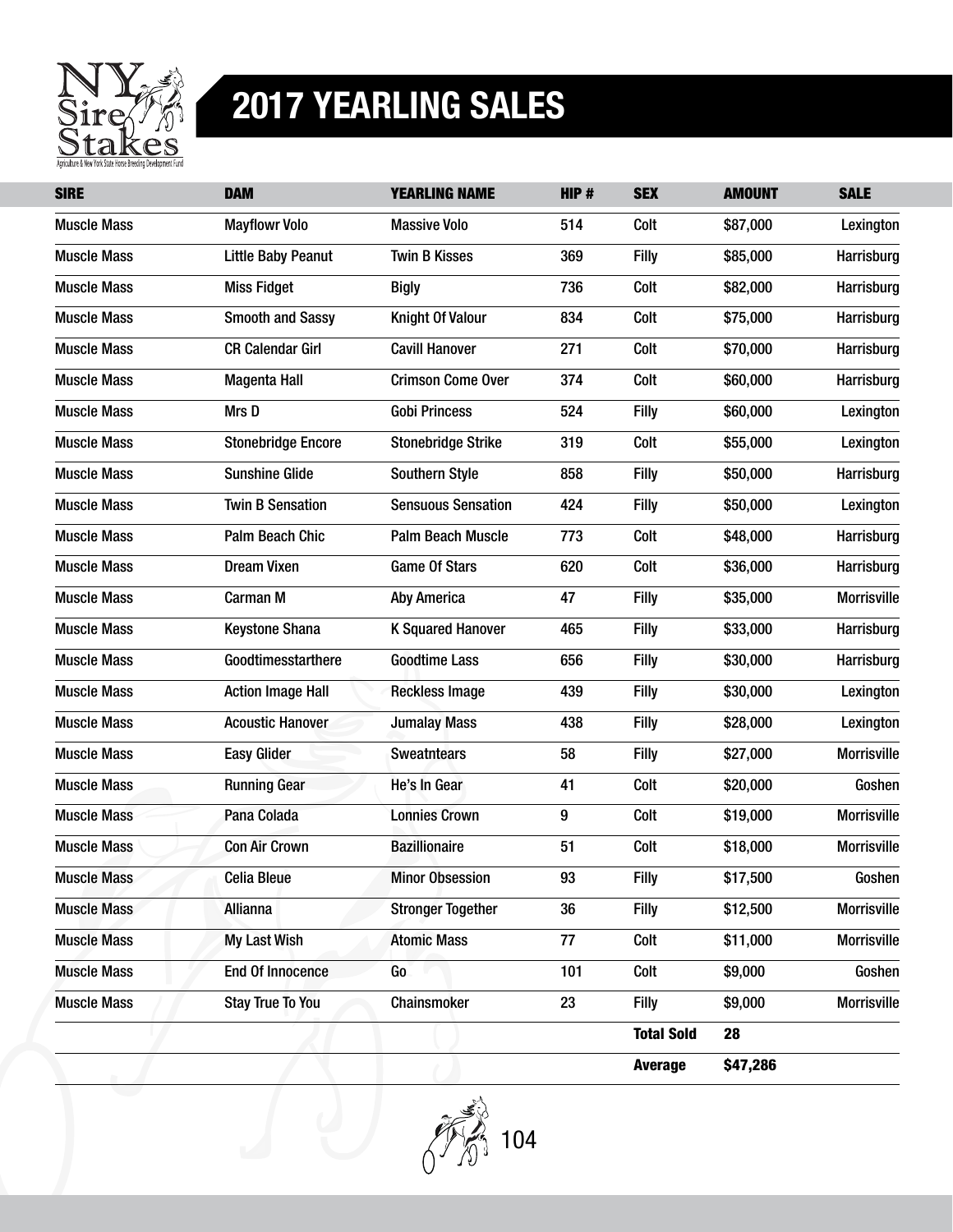# 2017 YEARLING SALES

| SIRE | DAM | YEARLING NAME | HIP # | SEX | AMOUNT | SALE |
|---|---|---|---|---|---|---|
| Muscle Mass | Mayflowr Volo | Massive Volo | 514 | Colt | $87,000 | Lexington |
| Muscle Mass | Little Baby Peanut | Twin B Kisses | 369 | Filly | $85,000 | Harrisburg |
| Muscle Mass | Miss Fidget | Bigly | 736 | Colt | $82,000 | Harrisburg |
| Muscle Mass | Smooth and Sassy | Knight Of Valour | 834 | Colt | $75,000 | Harrisburg |
| Muscle Mass | CR Calendar Girl | Cavill Hanover | 271 | Colt | $70,000 | Harrisburg |
| Muscle Mass | Magenta Hall | Crimson Come Over | 374 | Colt | $60,000 | Harrisburg |
| Muscle Mass | Mrs D | Gobi Princess | 524 | Filly | $60,000 | Lexington |
| Muscle Mass | Stonebridge Encore | Stonebridge Strike | 319 | Colt | $55,000 | Lexington |
| Muscle Mass | Sunshine Glide | Southern Style | 858 | Filly | $50,000 | Harrisburg |
| Muscle Mass | Twin B Sensation | Sensuous Sensation | 424 | Filly | $50,000 | Lexington |
| Muscle Mass | Palm Beach Chic | Palm Beach Muscle | 773 | Colt | $48,000 | Harrisburg |
| Muscle Mass | Dream Vixen | Game Of Stars | 620 | Colt | $36,000 | Harrisburg |
| Muscle Mass | Carman M | Aby America | 47 | Filly | $35,000 | Morrisville |
| Muscle Mass | Keystone Shana | K Squared Hanover | 465 | Filly | $33,000 | Harrisburg |
| Muscle Mass | Goodtimesstarthere | Goodtime Lass | 656 | Filly | $30,000 | Harrisburg |
| Muscle Mass | Action Image Hall | Reckless Image | 439 | Filly | $30,000 | Lexington |
| Muscle Mass | Acoustic Hanover | Jumalay Mass | 438 | Filly | $28,000 | Lexington |
| Muscle Mass | Easy Glider | Sweatntears | 58 | Filly | $27,000 | Morrisville |
| Muscle Mass | Running Gear | He's In Gear | 41 | Colt | $20,000 | Goshen |
| Muscle Mass | Pana Colada | Lonnies Crown | 9 | Colt | $19,000 | Morrisville |
| Muscle Mass | Con Air Crown | Bazillionaire | 51 | Colt | $18,000 | Morrisville |
| Muscle Mass | Celia Bleue | Minor Obsession | 93 | Filly | $17,500 | Goshen |
| Muscle Mass | Allianna | Stronger Together | 36 | Filly | $12,500 | Morrisville |
| Muscle Mass | My Last Wish | Atomic Mass | 77 | Colt | $11,000 | Morrisville |
| Muscle Mass | End Of Innocence | Go | 101 | Colt | $9,000 | Goshen |
| Muscle Mass | Stay True To You | Chainsmoker | 23 | Filly | $9,000 | Morrisville |
| | | | | **Total Sold** | **28** | |
| | | | | **Average** | **$47,286** | |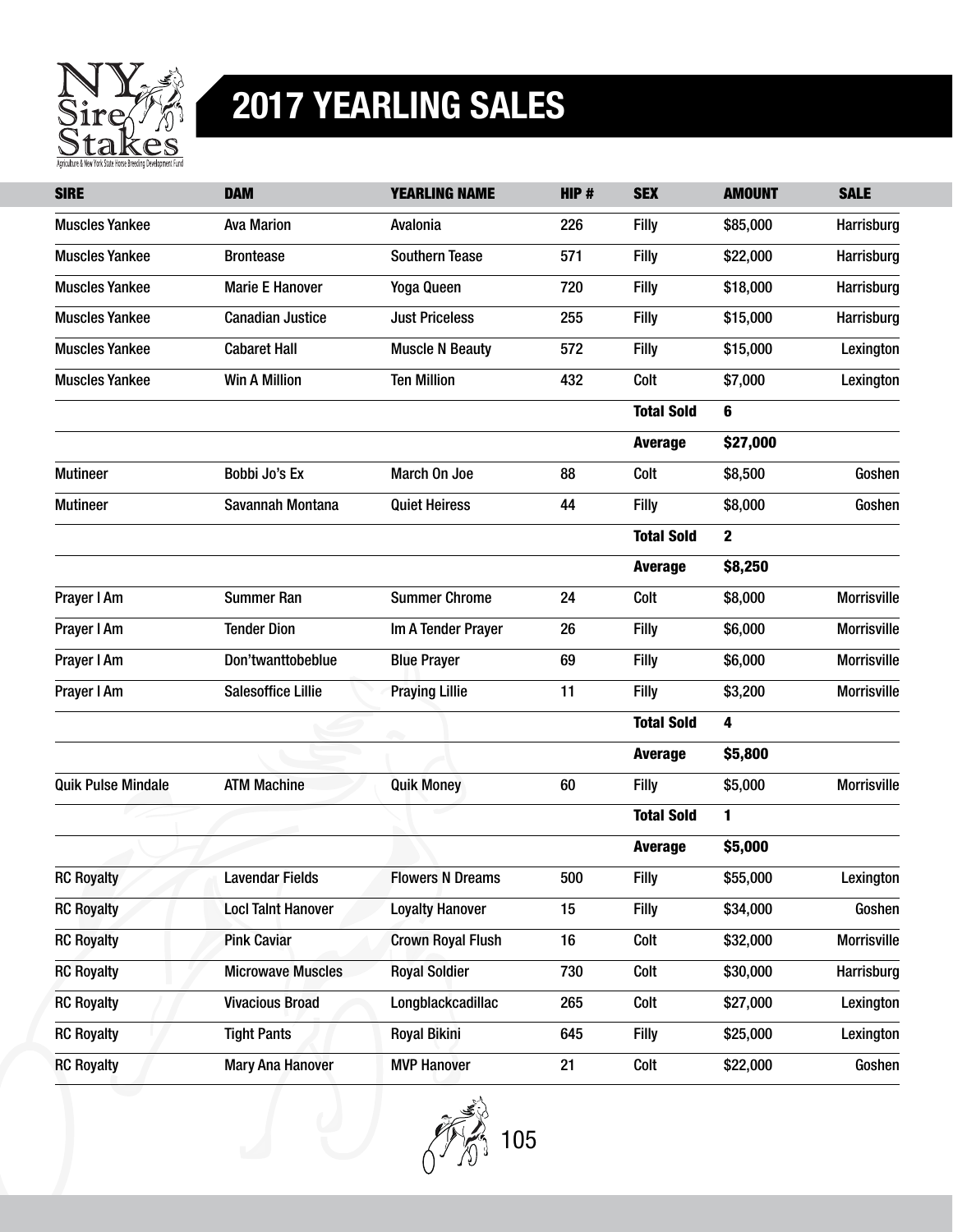# 2017 YEARLING SALES

| SIRE | DAM | YEARLING NAME | HIP # | SEX | AMOUNT | SALE |
|---|---|---|---|---|---|---|
| Muscles Yankee | Ava Marion | Avalonia | 226 | Filly | $85,000 | Harrisburg |
| Muscles Yankee | Brontease | Southern Tease | 571 | Filly | $22,000 | Harrisburg |
| Muscles Yankee | Marie E Hanover | Yoga Queen | 720 | Filly | $18,000 | Harrisburg |
| Muscles Yankee | Canadian Justice | Just Priceless | 255 | Filly | $15,000 | Harrisburg |
| Muscles Yankee | Cabaret Hall | Muscle N Beauty | 572 | Filly | $15,000 | Lexington |
| Muscles Yankee | Win A Million | Ten Million | 432 | Colt | $7,000 | Lexington |
| | | | | **Total Sold** | **6** | |
| | | | | **Average** | **$27,000** | |
| Mutineer | Bobbi Jo's Ex | March On Joe | 88 | Colt | $8,500 | Goshen |
| Mutineer | Savannah Montana | Quiet Heiress | 44 | Filly | $8,000 | Goshen |
| | | | | **Total Sold** | **2** | |
| | | | | **Average** | **$8,250** | |
| Prayer I Am | Summer Ran | Summer Chrome | 24 | Colt | $8,000 | Morrisville |
| Prayer I Am | Tender Dion | Im A Tender Prayer | 26 | Filly | $6,000 | Morrisville |
| Prayer I Am | Don'twanttobeblue | Blue Prayer | 69 | Filly | $6,000 | Morrisville |
| Prayer I Am | Salesoffice Lillie | Praying Lillie | 11 | Filly | $3,200 | Morrisville |
| | | | | **Total Sold** | **4** | |
| | | | | **Average** | **$5,800** | |
| Quik Pulse Mindale | ATM Machine | Quik Money | 60 | Filly | $5,000 | Morrisville |
| | | | | **Total Sold** | **1** | |
| | | | | **Average** | **$5,000** | |
| RC Royalty | Lavendar Fields | Flowers N Dreams | 500 | Filly | $55,000 | Lexington |
| RC Royalty | Locl Talnt Hanover | Loyalty Hanover | 15 | Filly | $34,000 | Goshen |
| RC Royalty | Pink Caviar | Crown Royal Flush | 16 | Colt | $32,000 | Morrisville |
| RC Royalty | Microwave Muscles | Royal Soldier | 730 | Colt | $30,000 | Harrisburg |
| RC Royalty | Vivacious Broad | Longblackcadillac | 265 | Colt | $27,000 | Lexington |
| RC Royalty | Tight Pants | Royal Bikini | 645 | Filly | $25,000 | Lexington |
| RC Royalty | Mary Ana Hanover | MVP Hanover | 21 | Colt | $22,000 | Goshen |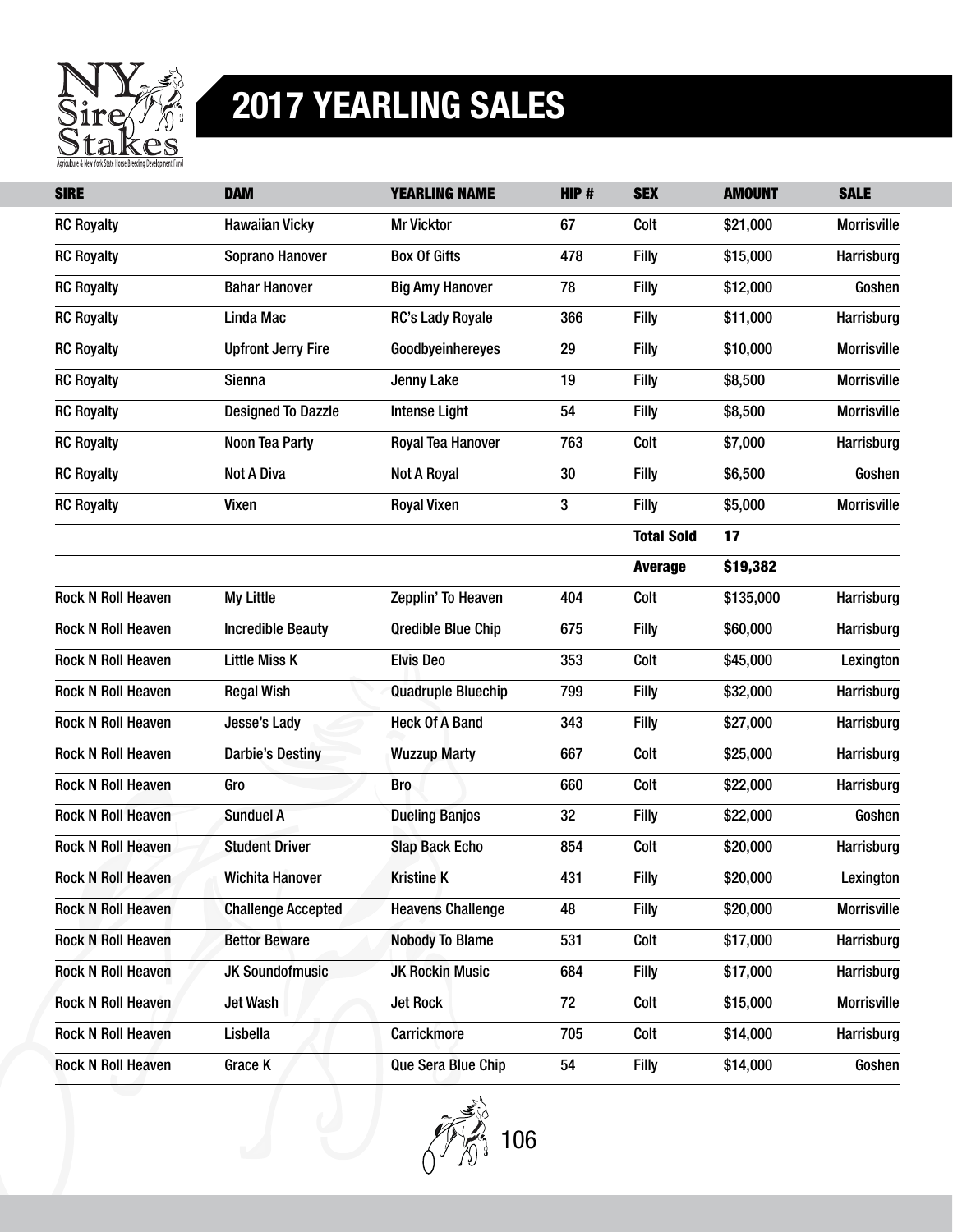# 2017 YEARLING SALES

| SIRE | DAM | YEARLING NAME | HIP # | SEX | AMOUNT | SALE |
|---|---|---|---|---|---|---|
| RC Royalty | Hawaiian Vicky | Mr Vicktor | 67 | Colt | $21,000 | Morrisville |
| RC Royalty | Soprano Hanover | Box Of Gifts | 478 | Filly | $15,000 | Harrisburg |
| RC Royalty | Bahar Hanover | Big Amy Hanover | 78 | Filly | $12,000 | Goshen |
| RC Royalty | Linda Mac | RC's Lady Royale | 366 | Filly | $11,000 | Harrisburg |
| RC Royalty | Upfront Jerry Fire | Goodbyeinhereyes | 29 | Filly | $10,000 | Morrisville |
| RC Royalty | Sienna | Jenny Lake | 19 | Filly | $8,500 | Morrisville |
| RC Royalty | Designed To Dazzle | Intense Light | 54 | Filly | $8,500 | Morrisville |
| RC Royalty | Noon Tea Party | Royal Tea Hanover | 763 | Colt | $7,000 | Harrisburg |
| RC Royalty | Not A Diva | Not A Royal | 30 | Filly | $6,500 | Goshen |
| RC Royalty | Vixen | Royal Vixen | 3 | Filly | $5,000 | Morrisville |
| | | | | **Total Sold** | **17** | |
| | | | | **Average** | **$19,382** | |
| Rock N Roll Heaven | My Little | Zepplin' To Heaven | 404 | Colt | $135,000 | Harrisburg |
| Rock N Roll Heaven | Incredible Beauty | Qredible Blue Chip | 675 | Filly | $60,000 | Harrisburg |
| Rock N Roll Heaven | Little Miss K | Elvis Deo | 353 | Colt | $45,000 | Lexington |
| Rock N Roll Heaven | Regal Wish | Quadruple Bluechip | 799 | Filly | $32,000 | Harrisburg |
| Rock N Roll Heaven | Jesse's Lady | Heck Of A Band | 343 | Filly | $27,000 | Harrisburg |
| Rock N Roll Heaven | Darbie's Destiny | Wuzzup Marty | 667 | Colt | $25,000 | Harrisburg |
| Rock N Roll Heaven | Gro | Bro | 660 | Colt | $22,000 | Harrisburg |
| Rock N Roll Heaven | Sunduel A | Dueling Banjos | 32 | Filly | $22,000 | Goshen |
| Rock N Roll Heaven | Student Driver | Slap Back Echo | 854 | Colt | $20,000 | Harrisburg |
| Rock N Roll Heaven | Wichita Hanover | Kristine K | 431 | Filly | $20,000 | Lexington |
| Rock N Roll Heaven | Challenge Accepted | Heavens Challenge | 48 | Filly | $20,000 | Morrisville |
| Rock N Roll Heaven | Bettor Beware | Nobody To Blame | 531 | Colt | $17,000 | Harrisburg |
| Rock N Roll Heaven | JK Soundofmusic | JK Rockin Music | 684 | Filly | $17,000 | Harrisburg |
| Rock N Roll Heaven | Jet Wash | Jet Rock | 72 | Colt | $15,000 | Morrisville |
| Rock N Roll Heaven | Lisbella | Carrickmore | 705 | Colt | $14,000 | Harrisburg |
| Rock N Roll Heaven | Grace K | Que Sera Blue Chip | 54 | Filly | $14,000 | Goshen |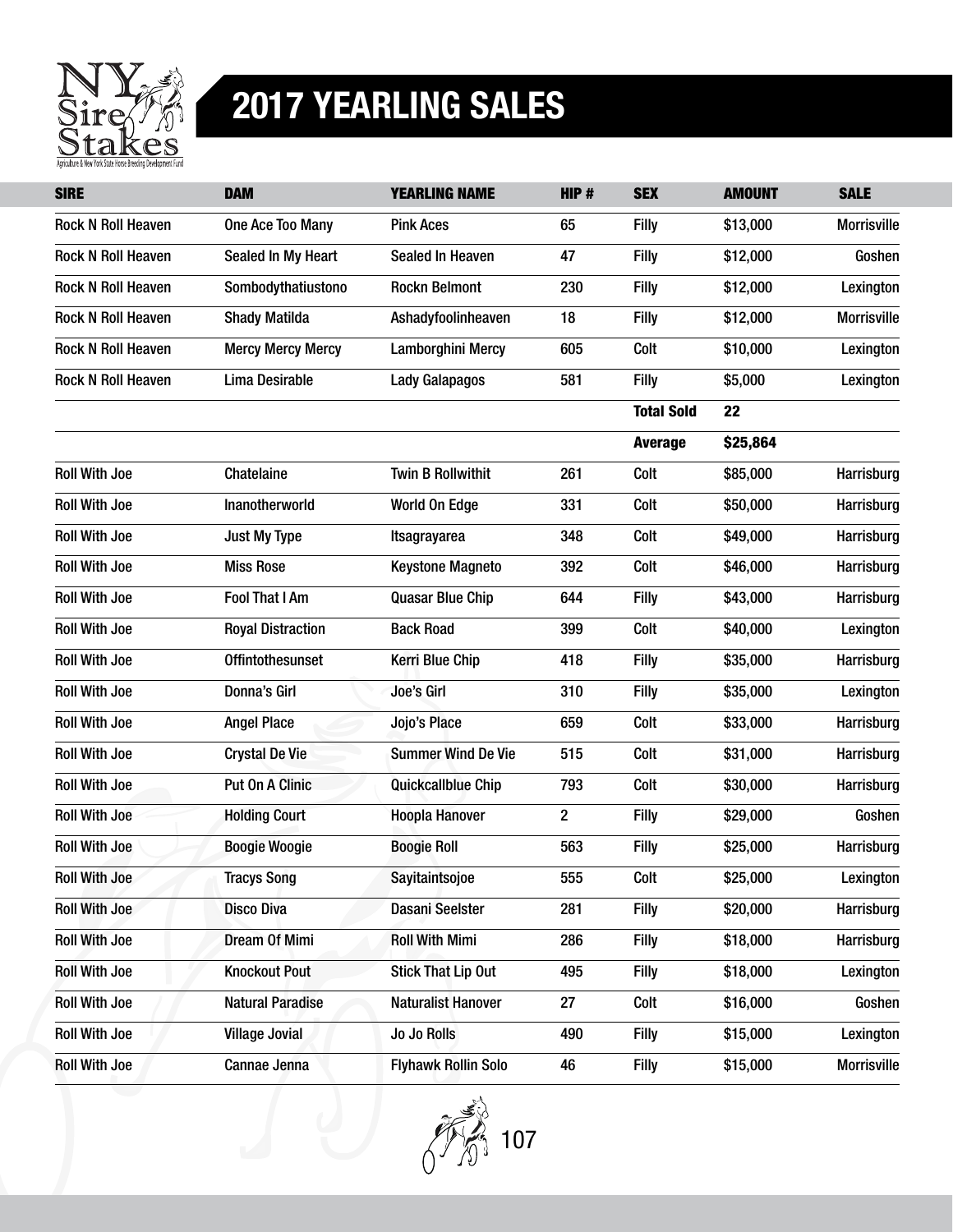# 2017 YEARLING SALES

| SIRE | DAM | YEARLING NAME | HIP # | SEX | AMOUNT | SALE |
|---|---|---|---|---|---|---|
| Rock N Roll Heaven | One Ace Too Many | Pink Aces | 65 | Filly | $13,000 | Morrisville |
| Rock N Roll Heaven | Sealed In My Heart | Sealed In Heaven | 47 | Filly | $12,000 | Goshen |
| Rock N Roll Heaven | Sombodythatiustono | Rockn Belmont | 230 | Filly | $12,000 | Lexington |
| Rock N Roll Heaven | Shady Matilda | Ashadyfoolinheaven | 18 | Filly | $12,000 | Morrisville |
| Rock N Roll Heaven | Mercy Mercy Mercy | Lamborghini Mercy | 605 | Colt | $10,000 | Lexington |
| Rock N Roll Heaven | Lima Desirable | Lady Galapagos | 581 | Filly | $5,000 | Lexington |
| | | | | **Total Sold** | **22** | |
| | | | | **Average** | **$25,864** | |
| Roll With Joe | Chatelaine | Twin B Rollwithit | 261 | Colt | $85,000 | Harrisburg |
| Roll With Joe | Inanotherworld | World On Edge | 331 | Colt | $50,000 | Harrisburg |
| Roll With Joe | Just My Type | Itsagrayarea | 348 | Colt | $49,000 | Harrisburg |
| Roll With Joe | Miss Rose | Keystone Magneto | 392 | Colt | $46,000 | Harrisburg |
| Roll With Joe | Fool That I Am | Quasar Blue Chip | 644 | Filly | $43,000 | Harrisburg |
| Roll With Joe | Royal Distraction | Back Road | 399 | Colt | $40,000 | Lexington |
| Roll With Joe | Offintothesunset | Kerri Blue Chip | 418 | Filly | $35,000 | Harrisburg |
| Roll With Joe | Donna's Girl | Joe's Girl | 310 | Filly | $35,000 | Lexington |
| Roll With Joe | Angel Place | Jojo's Place | 659 | Colt | $33,000 | Harrisburg |
| Roll With Joe | Crystal De Vie | Summer Wind De Vie | 515 | Colt | $31,000 | Harrisburg |
| Roll With Joe | Put On A Clinic | Quickcallblue Chip | 793 | Colt | $30,000 | Harrisburg |
| Roll With Joe | Holding Court | Hoopla Hanover | 2 | Filly | $29,000 | Goshen |
| Roll With Joe | Boogie Woogie | Boogie Roll | 563 | Filly | $25,000 | Harrisburg |
| Roll With Joe | Tracys Song | Sayitaintsojoe | 555 | Colt | $25,000 | Lexington |
| Roll With Joe | Disco Diva | Dasani Seelster | 281 | Filly | $20,000 | Harrisburg |
| Roll With Joe | Dream Of Mimi | Roll With Mimi | 286 | Filly | $18,000 | Harrisburg |
| Roll With Joe | Knockout Pout | Stick That Lip Out | 495 | Filly | $18,000 | Lexington |
| Roll With Joe | Natural Paradise | Naturalist Hanover | 27 | Colt | $16,000 | Goshen |
| Roll With Joe | Village Jovial | Jo Jo Rolls | 490 | Filly | $15,000 | Lexington |
| Roll With Joe | Cannae Jenna | Flyhawk Rollin Solo | 46 | Filly | $15,000 | Morrisville |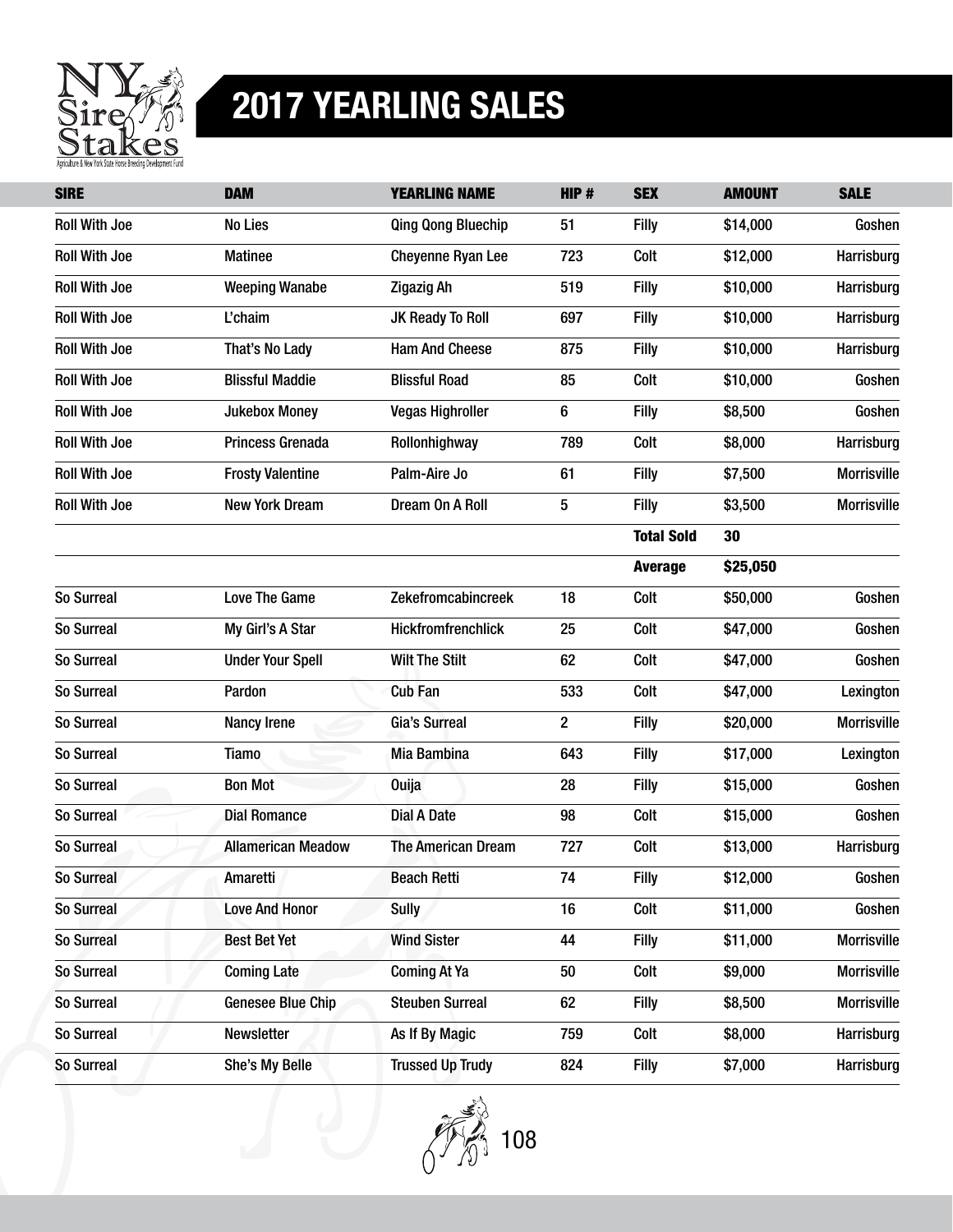# 2017 YEARLING SALES

| SIRE | DAM | YEARLING NAME | HIP # | SEX | AMOUNT | SALE |
|---|---|---|---|---|---|---|
| Roll With Joe | No Lies | Qing Qong Bluechip | 51 | Filly | $14,000 | Goshen |
| Roll With Joe | Matinee | Cheyenne Ryan Lee | 723 | Colt | $12,000 | Harrisburg |
| Roll With Joe | Weeping Wanabe | Zigazig Ah | 519 | Filly | $10,000 | Harrisburg |
| Roll With Joe | L'chaim | JK Ready To Roll | 697 | Filly | $10,000 | Harrisburg |
| Roll With Joe | That's No Lady | Ham And Cheese | 875 | Filly | $10,000 | Harrisburg |
| Roll With Joe | Blissful Maddie | Blissful Road | 85 | Colt | $10,000 | Goshen |
| Roll With Joe | Jukebox Money | Vegas Highroller | 6 | Filly | $8,500 | Goshen |
| Roll With Joe | Princess Grenada | Rollonhighway | 789 | Colt | $8,000 | Harrisburg |
| Roll With Joe | Frosty Valentine | Palm-Aire Jo | 61 | Filly | $7,500 | Morrisville |
| Roll With Joe | New York Dream | Dream On A Roll | 5 | Filly | $3,500 | Morrisville |
| | | | | **Total Sold** | **30** | |
| | | | | **Average** | **$25,050** | |
| So Surreal | Love The Game | Zekefromcabincreek | 18 | Colt | $50,000 | Goshen |
| So Surreal | My Girl's A Star | Hickfromfrenchlick | 25 | Colt | $47,000 | Goshen |
| So Surreal | Under Your Spell | Wilt The Stilt | 62 | Colt | $47,000 | Goshen |
| So Surreal | Pardon | Cub Fan | 533 | Colt | $47,000 | Lexington |
| So Surreal | Nancy Irene | Gia's Surreal | 2 | Filly | $20,000 | Morrisville |
| So Surreal | Tiamo | Mia Bambina | 643 | Filly | $17,000 | Lexington |
| So Surreal | Bon Mot | Ouija | 28 | Filly | $15,000 | Goshen |
| So Surreal | Dial Romance | Dial A Date | 98 | Colt | $15,000 | Goshen |
| So Surreal | Allamerican Meadow | The American Dream | 727 | Colt | $13,000 | Harrisburg |
| So Surreal | Amaretti | Beach Retti | 74 | Filly | $12,000 | Goshen |
| So Surreal | Love And Honor | Sully | 16 | Colt | $11,000 | Goshen |
| So Surreal | Best Bet Yet | Wind Sister | 44 | Filly | $11,000 | Morrisville |
| So Surreal | Coming Late | Coming At Ya | 50 | Colt | $9,000 | Morrisville |
| So Surreal | Genesee Blue Chip | Steuben Surreal | 62 | Filly | $8,500 | Morrisville |
| So Surreal | Newsletter | As If By Magic | 759 | Colt | $8,000 | Harrisburg |
| So Surreal | She's My Belle | Trussed Up Trudy | 824 | Filly | $7,000 | Harrisburg |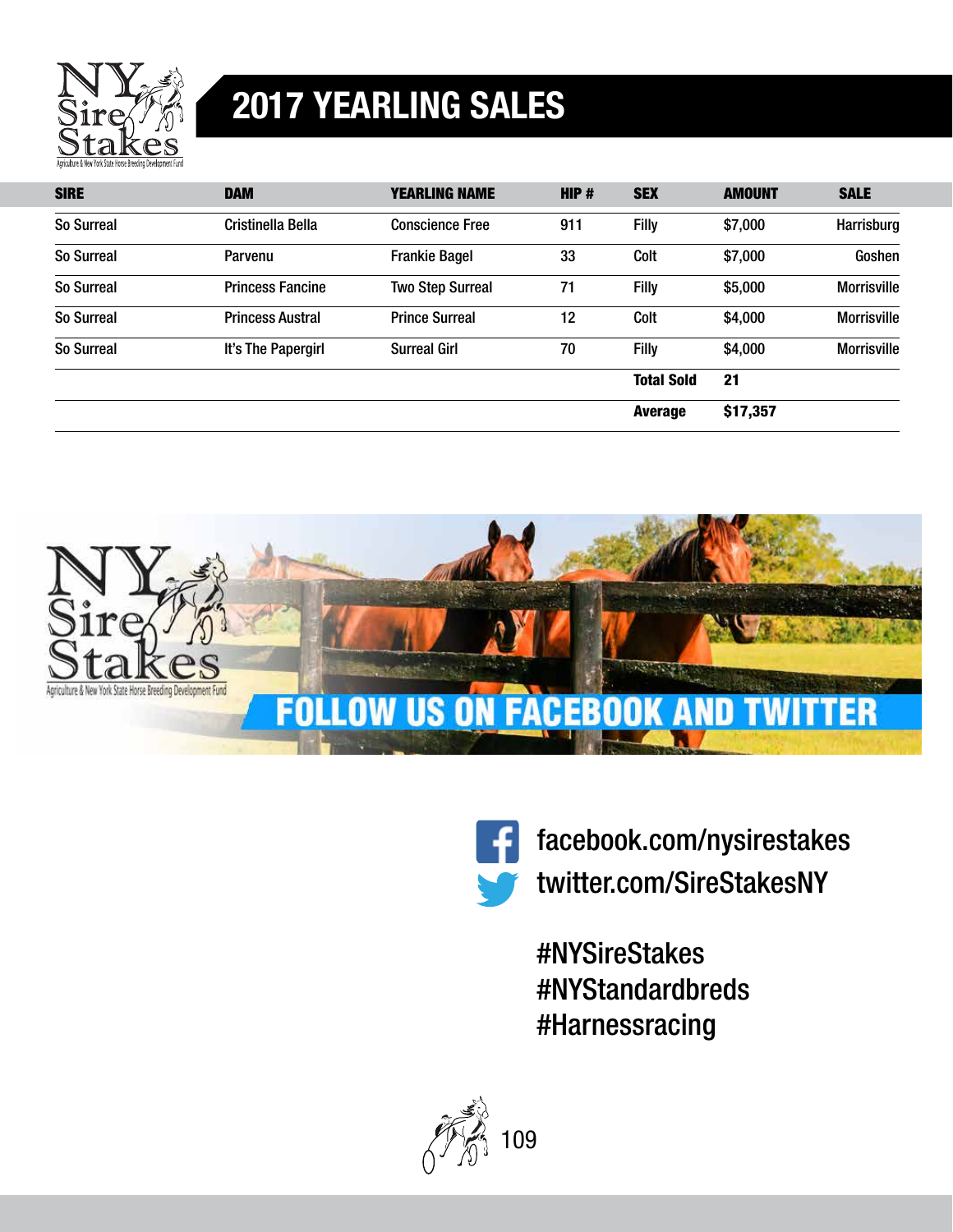# 2017 YEARLING SALES

| SIRE | DAM | YEARLING NAME | HIP # | SEX | AMOUNT | SALE |
|---|---|---|---|---|---|---|
| So Surreal | Cristinella Bella | Conscience Free | 911 | Filly | $7,000 | Harrisburg |
| So Surreal | Parvenu | Frankie Bagel | 33 | Colt | $7,000 | Goshen |
| So Surreal | Princess Fancine | Two Step Surreal | 71 | Filly | $5,000 | Morrisville |
| So Surreal | Princess Austral | Prince Surreal | 12 | Colt | $4,000 | Morrisville |
| So Surreal | It's The Papergirl | Surreal Girl | 70 | Filly | $4,000 | Morrisville |
| | | | | **Total Sold** | **21** | |
| | | | | **Average** | **$17,357** | |

FOLLOW US ON FACEBOOK AND TWITTER

facebook.com/nysirestakes
twitter.com/SireStakesNY

#NYSireStakes
#NYStandardbreds
#Harnessracing